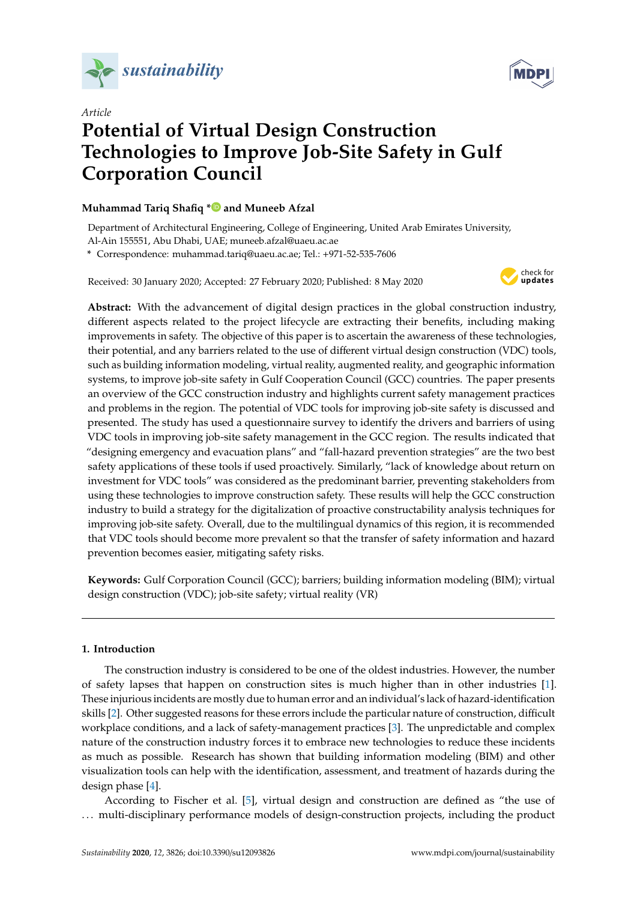*Article*

# Potential of Virtual Design Construction Technologies to Improve Job-Site Safety in Gulf Corporation Council

**Muhammad Tariq Shafiq * and Muneeb Afzal**

Department of Architectural Engineering, College of Engineering, United Arab Emirates University, Al-Ain 155551, Abu Dhabi, UAE; muneeb.afzal@uaeu.ac.ae

* Correspondence: muhammad.tariq@uaeu.ac.ae; Tel.: +971-52-535-7606

Received: 30 January 2020; Accepted: 27 February 2020; Published: 8 May 2020

**Abstract:** With the advancement of digital design practices in the global construction industry, different aspects related to the project lifecycle are extracting their benefits, including making improvements in safety. The objective of this paper is to ascertain the awareness of these technologies, their potential, and any barriers related to the use of different virtual design construction (VDC) tools, such as building information modeling, virtual reality, augmented reality, and geographic information systems, to improve job-site safety in Gulf Cooperation Council (GCC) countries. The paper presents an overview of the GCC construction industry and highlights current safety management practices and problems in the region. The potential of VDC tools for improving job-site safety is discussed and presented. The study has used a questionnaire survey to identify the drivers and barriers of using VDC tools in improving job-site safety management in the GCC region. The results indicated that "designing emergency and evacuation plans" and "fall-hazard prevention strategies" are the two best safety applications of these tools if used proactively. Similarly, "lack of knowledge about return on investment for VDC tools" was considered as the predominant barrier, preventing stakeholders from using these technologies to improve construction safety. These results will help the GCC construction industry to build a strategy for the digitalization of proactive constructability analysis techniques for improving job-site safety. Overall, due to the multilingual dynamics of this region, it is recommended that VDC tools should become more prevalent so that the transfer of safety information and hazard prevention becomes easier, mitigating safety risks.

**Keywords:** Gulf Corporation Council (GCC); barriers; building information modeling (BIM); virtual design construction (VDC); job-site safety; virtual reality (VR)

## 1. Introduction

The construction industry is considered to be one of the oldest industries. However, the number of safety lapses that happen on construction sites is much higher than in other industries [1]. These injurious incidents are mostly due to human error and an individual's lack of hazard-identification skills [2]. Other suggested reasons for these errors include the particular nature of construction, difficult workplace conditions, and a lack of safety-management practices [3]. The unpredictable and complex nature of the construction industry forces it to embrace new technologies to reduce these incidents as much as possible. Research has shown that building information modeling (BIM) and other visualization tools can help with the identification, assessment, and treatment of hazards during the design phase [4].

According to Fischer et al. [5], virtual design and construction are defined as "the use of ... multi-disciplinary performance models of design-construction projects, including the product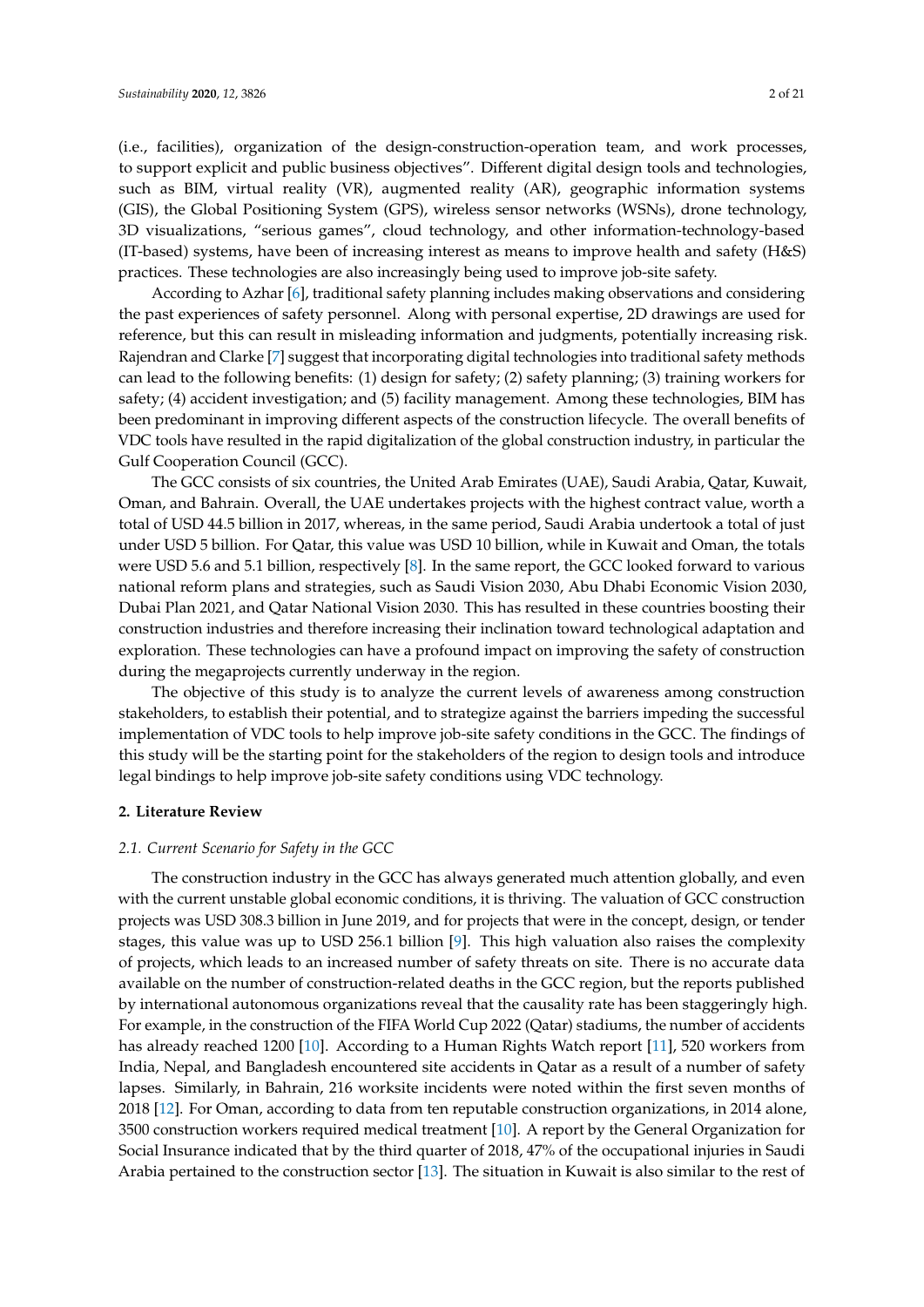(i.e., facilities), organization of the design-construction-operation team, and work processes, to support explicit and public business objectives". Different digital design tools and technologies, such as BIM, virtual reality (VR), augmented reality (AR), geographic information systems (GIS), the Global Positioning System (GPS), wireless sensor networks (WSNs), drone technology, 3D visualizations, "serious games", cloud technology, and other information-technology-based (IT-based) systems, have been of increasing interest as means to improve health and safety (H&S) practices. These technologies are also increasingly being used to improve job-site safety.

According to Azhar [6], traditional safety planning includes making observations and considering the past experiences of safety personnel. Along with personal expertise, 2D drawings are used for reference, but this can result in misleading information and judgments, potentially increasing risk. Rajendran and Clarke [7] suggest that incorporating digital technologies into traditional safety methods can lead to the following benefits: (1) design for safety; (2) safety planning; (3) training workers for safety; (4) accident investigation; and (5) facility management. Among these technologies, BIM has been predominant in improving different aspects of the construction lifecycle. The overall benefits of VDC tools have resulted in the rapid digitalization of the global construction industry, in particular the Gulf Cooperation Council (GCC).

The GCC consists of six countries, the United Arab Emirates (UAE), Saudi Arabia, Qatar, Kuwait, Oman, and Bahrain. Overall, the UAE undertakes projects with the highest contract value, worth a total of USD 44.5 billion in 2017, whereas, in the same period, Saudi Arabia undertook a total of just under USD 5 billion. For Qatar, this value was USD 10 billion, while in Kuwait and Oman, the totals were USD 5.6 and 5.1 billion, respectively [8]. In the same report, the GCC looked forward to various national reform plans and strategies, such as Saudi Vision 2030, Abu Dhabi Economic Vision 2030, Dubai Plan 2021, and Qatar National Vision 2030. This has resulted in these countries boosting their construction industries and therefore increasing their inclination toward technological adaptation and exploration. These technologies can have a profound impact on improving the safety of construction during the megaprojects currently underway in the region.

The objective of this study is to analyze the current levels of awareness among construction stakeholders, to establish their potential, and to strategize against the barriers impeding the successful implementation of VDC tools to help improve job-site safety conditions in the GCC. The findings of this study will be the starting point for the stakeholders of the region to design tools and introduce legal bindings to help improve job-site safety conditions using VDC technology.

## 2. Literature Review

### *2.1. Current Scenario for Safety in the GCC*

The construction industry in the GCC has always generated much attention globally, and even with the current unstable global economic conditions, it is thriving. The valuation of GCC construction projects was USD 308.3 billion in June 2019, and for projects that were in the concept, design, or tender stages, this value was up to USD 256.1 billion [9]. This high valuation also raises the complexity of projects, which leads to an increased number of safety threats on site. There is no accurate data available on the number of construction-related deaths in the GCC region, but the reports published by international autonomous organizations reveal that the causality rate has been staggeringly high. For example, in the construction of the FIFA World Cup 2022 (Qatar) stadiums, the number of accidents has already reached 1200 [10]. According to a Human Rights Watch report [11], 520 workers from India, Nepal, and Bangladesh encountered site accidents in Qatar as a result of a number of safety lapses. Similarly, in Bahrain, 216 worksite incidents were noted within the first seven months of 2018 [12]. For Oman, according to data from ten reputable construction organizations, in 2014 alone, 3500 construction workers required medical treatment [10]. A report by the General Organization for Social Insurance indicated that by the third quarter of 2018, 47% of the occupational injuries in Saudi Arabia pertained to the construction sector [13]. The situation in Kuwait is also similar to the rest of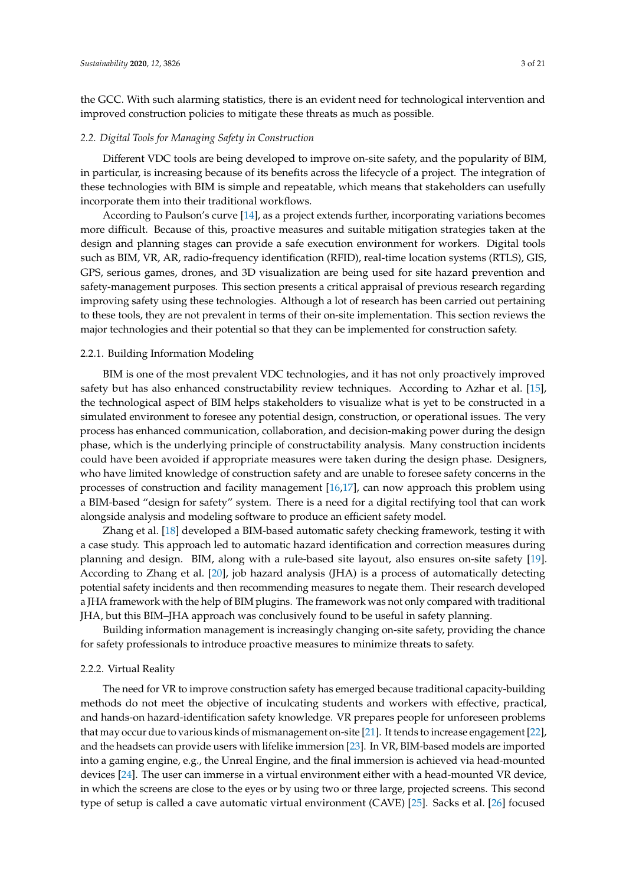the GCC. With such alarming statistics, there is an evident need for technological intervention and improved construction policies to mitigate these threats as much as possible.

### 2.2. Digital Tools for Managing Safety in Construction

Different VDC tools are being developed to improve on-site safety, and the popularity of BIM, in particular, is increasing because of its benefits across the lifecycle of a project. The integration of these technologies with BIM is simple and repeatable, which means that stakeholders can usefully incorporate them into their traditional workflows.

According to Paulson's curve [14], as a project extends further, incorporating variations becomes more difficult. Because of this, proactive measures and suitable mitigation strategies taken at the design and planning stages can provide a safe execution environment for workers. Digital tools such as BIM, VR, AR, radio-frequency identification (RFID), real-time location systems (RTLS), GIS, GPS, serious games, drones, and 3D visualization are being used for site hazard prevention and safety-management purposes. This section presents a critical appraisal of previous research regarding improving safety using these technologies. Although a lot of research has been carried out pertaining to these tools, they are not prevalent in terms of their on-site implementation. This section reviews the major technologies and their potential so that they can be implemented for construction safety.

#### 2.2.1. Building Information Modeling

BIM is one of the most prevalent VDC technologies, and it has not only proactively improved safety but has also enhanced constructability review techniques. According to Azhar et al. [15], the technological aspect of BIM helps stakeholders to visualize what is yet to be constructed in a simulated environment to foresee any potential design, construction, or operational issues. The very process has enhanced communication, collaboration, and decision-making power during the design phase, which is the underlying principle of constructability analysis. Many construction incidents could have been avoided if appropriate measures were taken during the design phase. Designers, who have limited knowledge of construction safety and are unable to foresee safety concerns in the processes of construction and facility management [16,17], can now approach this problem using a BIM-based "design for safety" system. There is a need for a digital rectifying tool that can work alongside analysis and modeling software to produce an efficient safety model.

Zhang et al. [18] developed a BIM-based automatic safety checking framework, testing it with a case study. This approach led to automatic hazard identification and correction measures during planning and design. BIM, along with a rule-based site layout, also ensures on-site safety [19]. According to Zhang et al. [20], job hazard analysis (JHA) is a process of automatically detecting potential safety incidents and then recommending measures to negate them. Their research developed a JHA framework with the help of BIM plugins. The framework was not only compared with traditional JHA, but this BIM–JHA approach was conclusively found to be useful in safety planning.

Building information management is increasingly changing on-site safety, providing the chance for safety professionals to introduce proactive measures to minimize threats to safety.

#### 2.2.2. Virtual Reality

The need for VR to improve construction safety has emerged because traditional capacity-building methods do not meet the objective of inculcating students and workers with effective, practical, and hands-on hazard-identification safety knowledge. VR prepares people for unforeseen problems that may occur due to various kinds of mismanagement on-site [21]. It tends to increase engagement [22], and the headsets can provide users with lifelike immersion [23]. In VR, BIM-based models are imported into a gaming engine, e.g., the Unreal Engine, and the final immersion is achieved via head-mounted devices [24]. The user can immerse in a virtual environment either with a head-mounted VR device, in which the screens are close to the eyes or by using two or three large, projected screens. This second type of setup is called a cave automatic virtual environment (CAVE) [25]. Sacks et al. [26] focused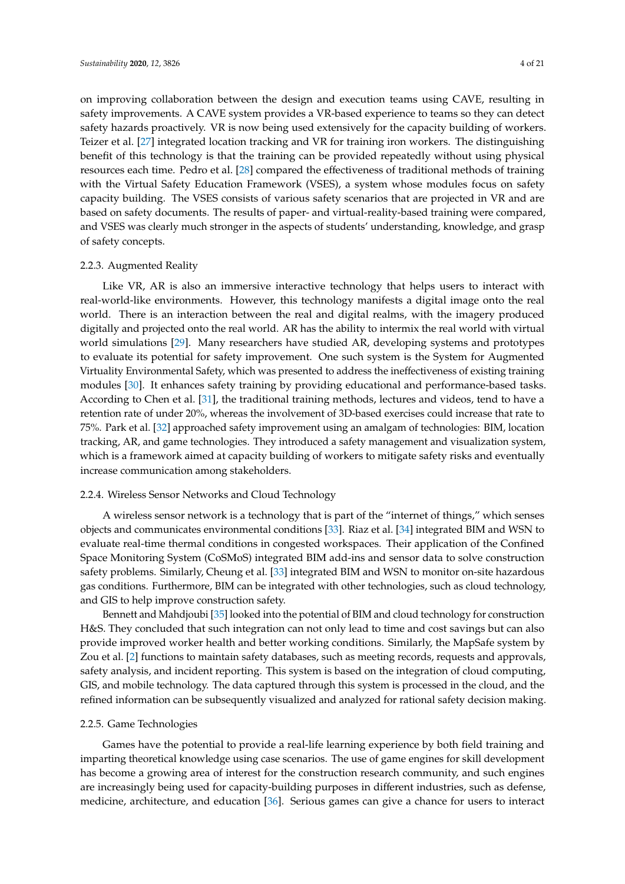on improving collaboration between the design and execution teams using CAVE, resulting in safety improvements. A CAVE system provides a VR-based experience to teams so they can detect safety hazards proactively. VR is now being used extensively for the capacity building of workers. Teizer et al. [27] integrated location tracking and VR for training iron workers. The distinguishing benefit of this technology is that the training can be provided repeatedly without using physical resources each time. Pedro et al. [28] compared the effectiveness of traditional methods of training with the Virtual Safety Education Framework (VSES), a system whose modules focus on safety capacity building. The VSES consists of various safety scenarios that are projected in VR and are based on safety documents. The results of paper- and virtual-reality-based training were compared, and VSES was clearly much stronger in the aspects of students' understanding, knowledge, and grasp of safety concepts.

#### 2.2.3. Augmented Reality

Like VR, AR is also an immersive interactive technology that helps users to interact with real-world-like environments. However, this technology manifests a digital image onto the real world. There is an interaction between the real and digital realms, with the imagery produced digitally and projected onto the real world. AR has the ability to intermix the real world with virtual world simulations [29]. Many researchers have studied AR, developing systems and prototypes to evaluate its potential for safety improvement. One such system is the System for Augmented Virtuality Environmental Safety, which was presented to address the ineffectiveness of existing training modules [30]. It enhances safety training by providing educational and performance-based tasks. According to Chen et al. [31], the traditional training methods, lectures and videos, tend to have a retention rate of under 20%, whereas the involvement of 3D-based exercises could increase that rate to 75%. Park et al. [32] approached safety improvement using an amalgam of technologies: BIM, location tracking, AR, and game technologies. They introduced a safety management and visualization system, which is a framework aimed at capacity building of workers to mitigate safety risks and eventually increase communication among stakeholders.

#### 2.2.4. Wireless Sensor Networks and Cloud Technology

A wireless sensor network is a technology that is part of the "internet of things," which senses objects and communicates environmental conditions [33]. Riaz et al. [34] integrated BIM and WSN to evaluate real-time thermal conditions in congested workspaces. Their application of the Confined Space Monitoring System (CoSMoS) integrated BIM add-ins and sensor data to solve construction safety problems. Similarly, Cheung et al. [33] integrated BIM and WSN to monitor on-site hazardous gas conditions. Furthermore, BIM can be integrated with other technologies, such as cloud technology, and GIS to help improve construction safety.

Bennett and Mahdjoubi [35] looked into the potential of BIM and cloud technology for construction H&S. They concluded that such integration can not only lead to time and cost savings but can also provide improved worker health and better working conditions. Similarly, the MapSafe system by Zou et al. [2] functions to maintain safety databases, such as meeting records, requests and approvals, safety analysis, and incident reporting. This system is based on the integration of cloud computing, GIS, and mobile technology. The data captured through this system is processed in the cloud, and the refined information can be subsequently visualized and analyzed for rational safety decision making.

#### 2.2.5. Game Technologies

Games have the potential to provide a real-life learning experience by both field training and imparting theoretical knowledge using case scenarios. The use of game engines for skill development has become a growing area of interest for the construction research community, and such engines are increasingly being used for capacity-building purposes in different industries, such as defense, medicine, architecture, and education [36]. Serious games can give a chance for users to interact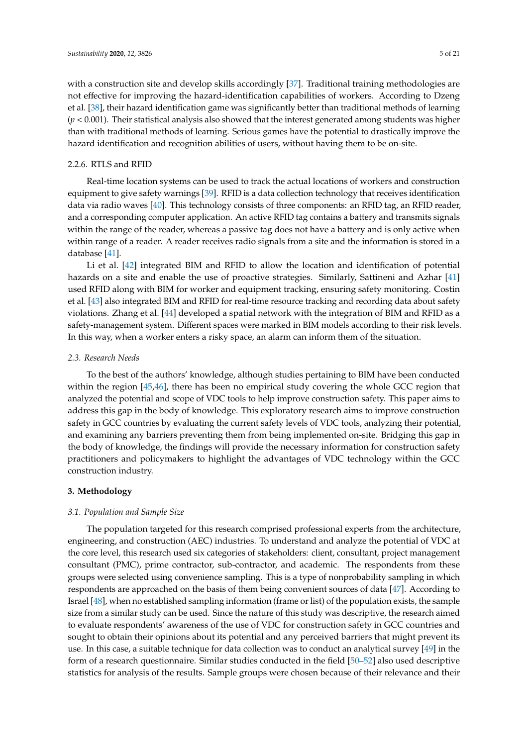with a construction site and develop skills accordingly [37]. Traditional training methodologies are not effective for improving the hazard-identification capabilities of workers. According to Dzeng et al. [38], their hazard identification game was significantly better than traditional methods of learning ($p < 0.001$). Their statistical analysis also showed that the interest generated among students was higher than with traditional methods of learning. Serious games have the potential to drastically improve the hazard identification and recognition abilities of users, without having them to be on-site.

#### 2.2.6. RTLS and RFID

Real-time location systems can be used to track the actual locations of workers and construction equipment to give safety warnings [39]. RFID is a data collection technology that receives identification data via radio waves [40]. This technology consists of three components: an RFID tag, an RFID reader, and a corresponding computer application. An active RFID tag contains a battery and transmits signals within the range of the reader, whereas a passive tag does not have a battery and is only active when within range of a reader. A reader receives radio signals from a site and the information is stored in a database [41].

Li et al. [42] integrated BIM and RFID to allow the location and identification of potential hazards on a site and enable the use of proactive strategies. Similarly, Sattineni and Azhar [41] used RFID along with BIM for worker and equipment tracking, ensuring safety monitoring. Costin et al. [43] also integrated BIM and RFID for real-time resource tracking and recording data about safety violations. Zhang et al. [44] developed a spatial network with the integration of BIM and RFID as a safety-management system. Different spaces were marked in BIM models according to their risk levels. In this way, when a worker enters a risky space, an alarm can inform them of the situation.

### *2.3. Research Needs*

To the best of the authors' knowledge, although studies pertaining to BIM have been conducted within the region [45,46], there has been no empirical study covering the whole GCC region that analyzed the potential and scope of VDC tools to help improve construction safety. This paper aims to address this gap in the body of knowledge. This exploratory research aims to improve construction safety in GCC countries by evaluating the current safety levels of VDC tools, analyzing their potential, and examining any barriers preventing them from being implemented on-site. Bridging this gap in the body of knowledge, the findings will provide the necessary information for construction safety practitioners and policymakers to highlight the advantages of VDC technology within the GCC construction industry.

## **3. Methodology**

### *3.1. Population and Sample Size*

The population targeted for this research comprised professional experts from the architecture, engineering, and construction (AEC) industries. To understand and analyze the potential of VDC at the core level, this research used six categories of stakeholders: client, consultant, project management consultant (PMC), prime contractor, sub-contractor, and academic. The respondents from these groups were selected using convenience sampling. This is a type of nonprobability sampling in which respondents are approached on the basis of them being convenient sources of data [47]. According to Israel [48], when no established sampling information (frame or list) of the population exists, the sample size from a similar study can be used. Since the nature of this study was descriptive, the research aimed to evaluate respondents' awareness of the use of VDC for construction safety in GCC countries and sought to obtain their opinions about its potential and any perceived barriers that might prevent its use. In this case, a suitable technique for data collection was to conduct an analytical survey [49] in the form of a research questionnaire. Similar studies conducted in the field [50–52] also used descriptive statistics for analysis of the results. Sample groups were chosen because of their relevance and their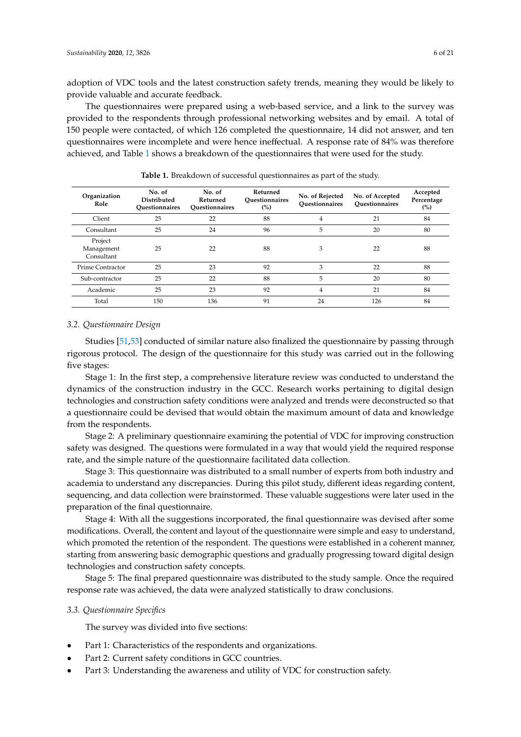adoption of VDC tools and the latest construction safety trends, meaning they would be likely to provide valuable and accurate feedback.

The questionnaires were prepared using a web-based service, and a link to the survey was provided to the respondents through professional networking websites and by email. A total of 150 people were contacted, of which 126 completed the questionnaire, 14 did not answer, and ten questionnaires were incomplete and were hence ineffectual. A response rate of 84% was therefore achieved, and Table 1 shows a breakdown of the questionnaires that were used for the study.

**Table 1.** Breakdown of successful questionnaires as part of the study.

| Organization Role | No. of Distributed Questionnaires | No. of Returned Questionnaires | Returned Questionnaires (%) | No. of Rejected Questionnaires | No. of Accepted Questionnaires | Accepted Percentage (%) |
|---|---|---|---|---|---|---|
| Client | 25 | 22 | 88 | 4 | 21 | 84 |
| Consultant | 25 | 24 | 96 | 5 | 20 | 80 |
| Project Management Consultant | 25 | 22 | 88 | 3 | 22 | 88 |
| Prime Contractor | 25 | 23 | 92 | 3 | 22 | 88 |
| Sub-contractor | 25 | 22 | 88 | 5 | 20 | 80 |
| Academic | 25 | 23 | 92 | 4 | 21 | 84 |
| Total | 150 | 136 | 91 | 24 | 126 | 84 |

### 3.2. Questionnaire Design

Studies [51,53] conducted of similar nature also finalized the questionnaire by passing through rigorous protocol. The design of the questionnaire for this study was carried out in the following five stages:

Stage 1: In the first step, a comprehensive literature review was conducted to understand the dynamics of the construction industry in the GCC. Research works pertaining to digital design technologies and construction safety conditions were analyzed and trends were deconstructed so that a questionnaire could be devised that would obtain the maximum amount of data and knowledge from the respondents.

Stage 2: A preliminary questionnaire examining the potential of VDC for improving construction safety was designed. The questions were formulated in a way that would yield the required response rate, and the simple nature of the questionnaire facilitated data collection.

Stage 3: This questionnaire was distributed to a small number of experts from both industry and academia to understand any discrepancies. During this pilot study, different ideas regarding content, sequencing, and data collection were brainstormed. These valuable suggestions were later used in the preparation of the final questionnaire.

Stage 4: With all the suggestions incorporated, the final questionnaire was devised after some modifications. Overall, the content and layout of the questionnaire were simple and easy to understand, which promoted the retention of the respondent. The questions were established in a coherent manner, starting from answering basic demographic questions and gradually progressing toward digital design technologies and construction safety concepts.

Stage 5: The final prepared questionnaire was distributed to the study sample. Once the required response rate was achieved, the data were analyzed statistically to draw conclusions.

### 3.3. Questionnaire Specifics

The survey was divided into five sections:

- Part 1: Characteristics of the respondents and organizations.
- Part 2: Current safety conditions in GCC countries.
- Part 3: Understanding the awareness and utility of VDC for construction safety.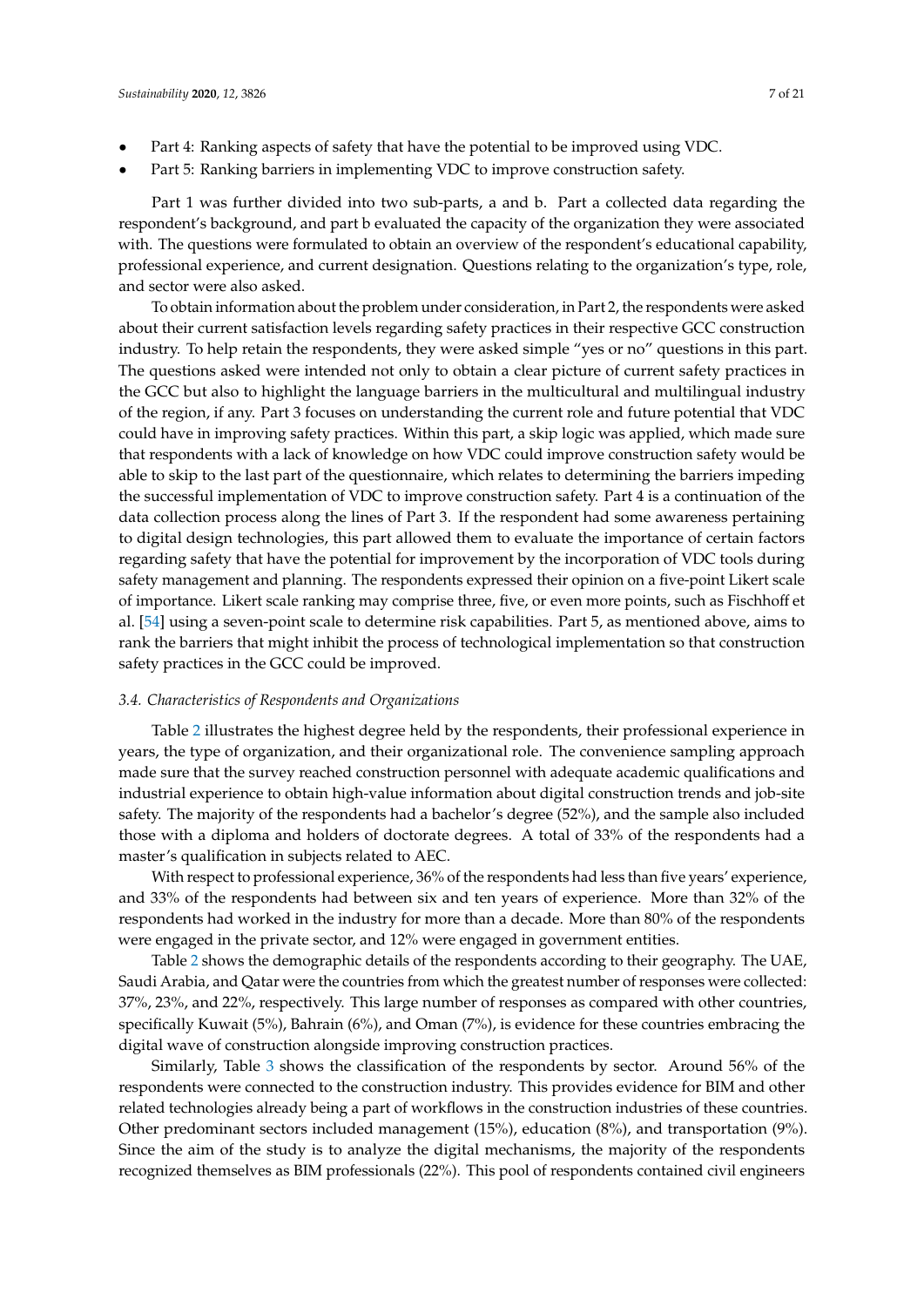- Part 4: Ranking aspects of safety that have the potential to be improved using VDC.
- Part 5: Ranking barriers in implementing VDC to improve construction safety.

Part 1 was further divided into two sub-parts, a and b. Part a collected data regarding the respondent's background, and part b evaluated the capacity of the organization they were associated with. The questions were formulated to obtain an overview of the respondent's educational capability, professional experience, and current designation. Questions relating to the organization's type, role, and sector were also asked.

To obtain information about the problem under consideration, in Part 2, the respondents were asked about their current satisfaction levels regarding safety practices in their respective GCC construction industry. To help retain the respondents, they were asked simple "yes or no" questions in this part. The questions asked were intended not only to obtain a clear picture of current safety practices in the GCC but also to highlight the language barriers in the multicultural and multilingual industry of the region, if any. Part 3 focuses on understanding the current role and future potential that VDC could have in improving safety practices. Within this part, a skip logic was applied, which made sure that respondents with a lack of knowledge on how VDC could improve construction safety would be able to skip to the last part of the questionnaire, which relates to determining the barriers impeding the successful implementation of VDC to improve construction safety. Part 4 is a continuation of the data collection process along the lines of Part 3. If the respondent had some awareness pertaining to digital design technologies, this part allowed them to evaluate the importance of certain factors regarding safety that have the potential for improvement by the incorporation of VDC tools during safety management and planning. The respondents expressed their opinion on a five-point Likert scale of importance. Likert scale ranking may comprise three, five, or even more points, such as Fischhoff et al. [54] using a seven-point scale to determine risk capabilities. Part 5, as mentioned above, aims to rank the barriers that might inhibit the process of technological implementation so that construction safety practices in the GCC could be improved.

### 3.4. Characteristics of Respondents and Organizations

Table 2 illustrates the highest degree held by the respondents, their professional experience in years, the type of organization, and their organizational role. The convenience sampling approach made sure that the survey reached construction personnel with adequate academic qualifications and industrial experience to obtain high-value information about digital construction trends and job-site safety. The majority of the respondents had a bachelor's degree (52%), and the sample also included those with a diploma and holders of doctorate degrees. A total of 33% of the respondents had a master's qualification in subjects related to AEC.

With respect to professional experience, 36% of the respondents had less than five years' experience, and 33% of the respondents had between six and ten years of experience. More than 32% of the respondents had worked in the industry for more than a decade. More than 80% of the respondents were engaged in the private sector, and 12% were engaged in government entities.

Table 2 shows the demographic details of the respondents according to their geography. The UAE, Saudi Arabia, and Qatar were the countries from which the greatest number of responses were collected: 37%, 23%, and 22%, respectively. This large number of responses as compared with other countries, specifically Kuwait (5%), Bahrain (6%), and Oman (7%), is evidence for these countries embracing the digital wave of construction alongside improving construction practices.

Similarly, Table 3 shows the classification of the respondents by sector. Around 56% of the respondents were connected to the construction industry. This provides evidence for BIM and other related technologies already being a part of workflows in the construction industries of these countries. Other predominant sectors included management (15%), education (8%), and transportation (9%). Since the aim of the study is to analyze the digital mechanisms, the majority of the respondents recognized themselves as BIM professionals (22%). This pool of respondents contained civil engineers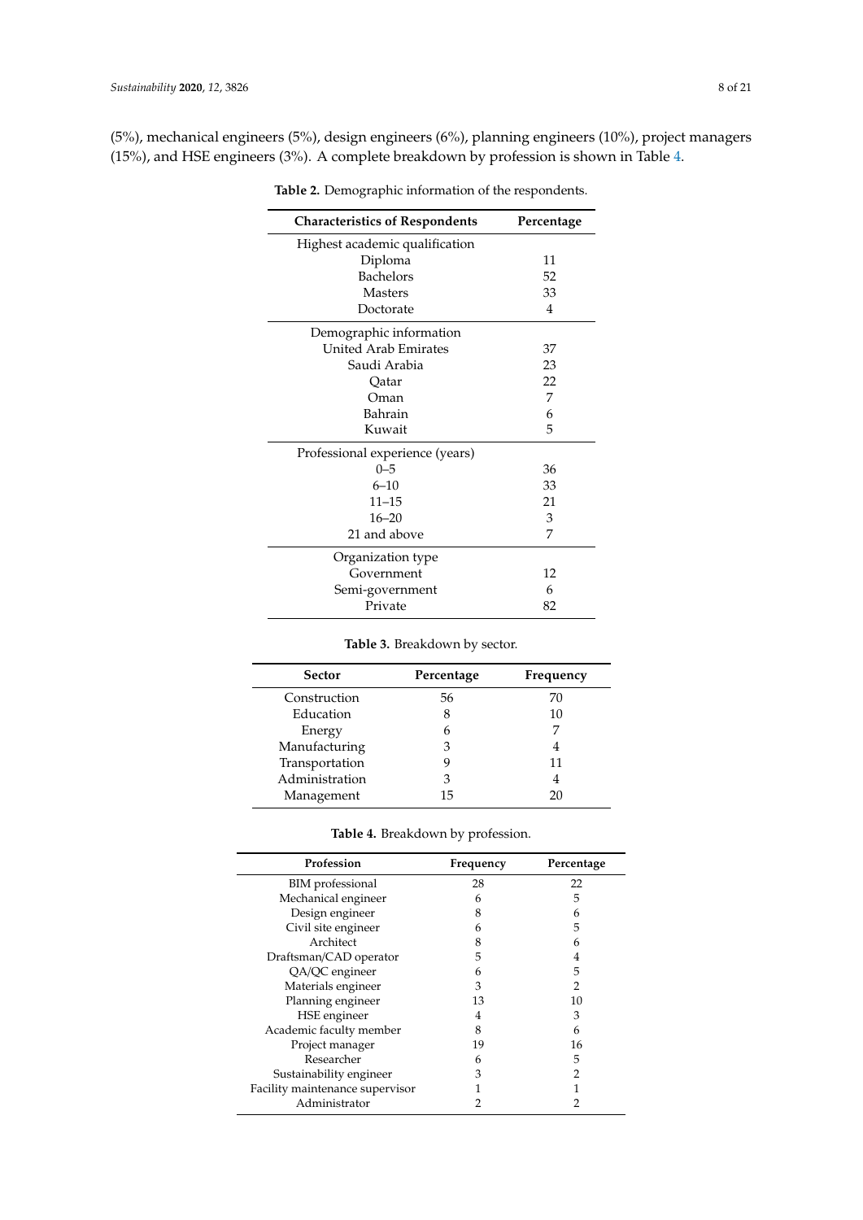(5%), mechanical engineers (5%), design engineers (6%), planning engineers (10%), project managers (15%), and HSE engineers (3%). A complete breakdown by profession is shown in Table 4.

**Table 2.** Demographic information of the respondents.

| Characteristics of Respondents | Percentage |
|---|---|
| Highest academic qualification | |
| Diploma | 11 |
| Bachelors | 52 |
| Masters | 33 |
| Doctorate | 4 |
| Demographic information | |
| United Arab Emirates | 37 |
| Saudi Arabia | 23 |
| Qatar | 22 |
| Oman | 7 |
| Bahrain | 6 |
| Kuwait | 5 |
| Professional experience (years) | |
| 0–5 | 36 |
| 6–10 | 33 |
| 11–15 | 21 |
| 16–20 | 3 |
| 21 and above | 7 |
| Organization type | |
| Government | 12 |
| Semi-government | 6 |
| Private | 82 |

**Table 3.** Breakdown by sector.

| Sector | Percentage | Frequency |
|---|---|---|
| Construction | 56 | 70 |
| Education | 8 | 10 |
| Energy | 6 | 7 |
| Manufacturing | 3 | 4 |
| Transportation | 9 | 11 |
| Administration | 3 | 4 |
| Management | 15 | 20 |

**Table 4.** Breakdown by profession.

| Profession | Frequency | Percentage |
|---|---|---|
| BIM professional | 28 | 22 |
| Mechanical engineer | 6 | 5 |
| Design engineer | 8 | 6 |
| Civil site engineer | 6 | 5 |
| Architect | 8 | 6 |
| Draftsman/CAD operator | 5 | 4 |
| QA/QC engineer | 6 | 5 |
| Materials engineer | 3 | 2 |
| Planning engineer | 13 | 10 |
| HSE engineer | 4 | 3 |
| Academic faculty member | 8 | 6 |
| Project manager | 19 | 16 |
| Researcher | 6 | 5 |
| Sustainability engineer | 3 | 2 |
| Facility maintenance supervisor | 1 | 1 |
| Administrator | 2 | 2 |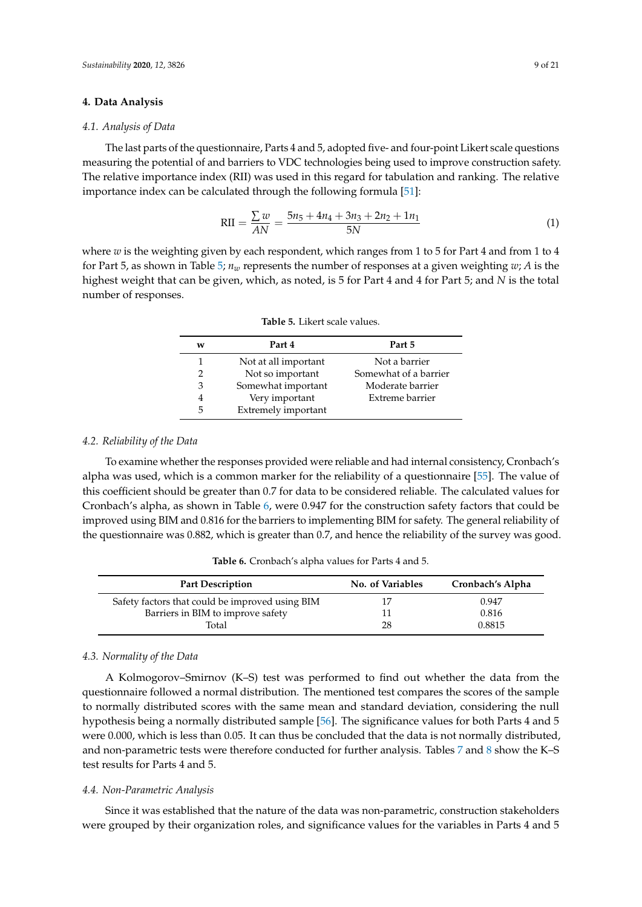## 4. Data Analysis

### 4.1. Analysis of Data

The last parts of the questionnaire, Parts 4 and 5, adopted five- and four-point Likert scale questions measuring the potential of and barriers to VDC technologies being used to improve construction safety. The relative importance index (RII) was used in this regard for tabulation and ranking. The relative importance index can be calculated through the following formula [51]:

$$\text{RII} = \frac{\sum w}{AN} = \frac{5n_5 + 4n_4 + 3n_3 + 2n_2 + 1n_1}{5N} \tag{1}$$

where $w$ is the weighting given by each respondent, which ranges from 1 to 5 for Part 4 and from 1 to 4 for Part 5, as shown in Table 5; $n_w$ represents the number of responses at a given weighting $w$; $A$ is the highest weight that can be given, which, as noted, is 5 for Part 4 and 4 for Part 5; and $N$ is the total number of responses.

**Table 5.** Likert scale values.

| w | Part 4 | Part 5 |
|---|---|---|
| 1 | Not at all important | Not a barrier |
| 2 | Not so important | Somewhat of a barrier |
| 3 | Somewhat important | Moderate barrier |
| 4 | Very important | Extreme barrier |
| 5 | Extremely important | |

### 4.2. Reliability of the Data

To examine whether the responses provided were reliable and had internal consistency, Cronbach's alpha was used, which is a common marker for the reliability of a questionnaire [55]. The value of this coefficient should be greater than 0.7 for data to be considered reliable. The calculated values for Cronbach's alpha, as shown in Table 6, were 0.947 for the construction safety factors that could be improved using BIM and 0.816 for the barriers to implementing BIM for safety. The general reliability of the questionnaire was 0.882, which is greater than 0.7, and hence the reliability of the survey was good.

**Table 6.** Cronbach's alpha values for Parts 4 and 5.

| Part Description | No. of Variables | Cronbach's Alpha |
|---|---|---|
| Safety factors that could be improved using BIM | 17 | 0.947 |
| Barriers in BIM to improve safety | 11 | 0.816 |
| Total | 28 | 0.8815 |

### 4.3. Normality of the Data

A Kolmogorov–Smirnov (K–S) test was performed to find out whether the data from the questionnaire followed a normal distribution. The mentioned test compares the scores of the sample to normally distributed scores with the same mean and standard deviation, considering the null hypothesis being a normally distributed sample [56]. The significance values for both Parts 4 and 5 were 0.000, which is less than 0.05. It can thus be concluded that the data is not normally distributed, and non-parametric tests were therefore conducted for further analysis. Tables 7 and 8 show the K–S test results for Parts 4 and 5.

### 4.4. Non-Parametric Analysis

Since it was established that the nature of the data was non-parametric, construction stakeholders were grouped by their organization roles, and significance values for the variables in Parts 4 and 5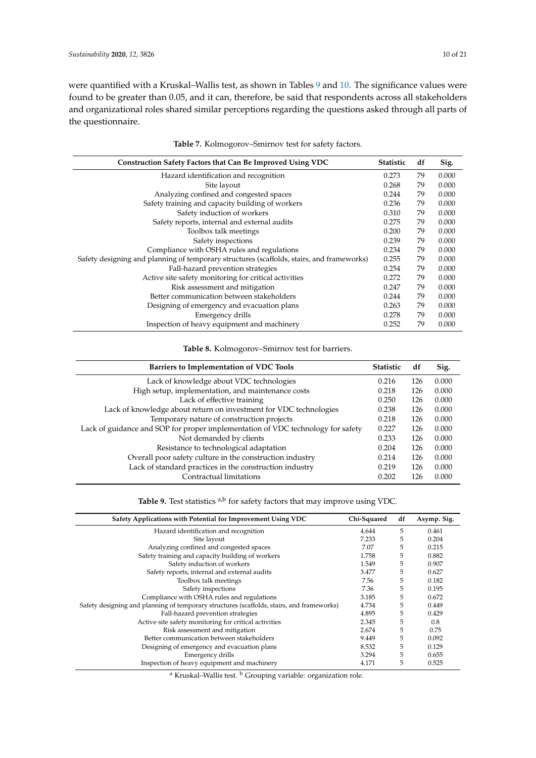were quantified with a Kruskal–Wallis test, as shown in Tables 9 and 10. The significance values were found to be greater than 0.05, and it can, therefore, be said that respondents across all stakeholders and organizational roles shared similar perceptions regarding the questions asked through all parts of the questionnaire.

**Table 7.** Kolmogorov–Smirnov test for safety factors.

| Construction Safety Factors that Can Be Improved Using VDC | Statistic | df | Sig. |
|---|---|---|---|
| Hazard identification and recognition | 0.273 | 79 | 0.000 |
| Site layout | 0.268 | 79 | 0.000 |
| Analyzing confined and congested spaces | 0.244 | 79 | 0.000 |
| Safety training and capacity building of workers | 0.236 | 79 | 0.000 |
| Safety induction of workers | 0.310 | 79 | 0.000 |
| Safety reports, internal and external audits | 0.275 | 79 | 0.000 |
| Toolbox talk meetings | 0.200 | 79 | 0.000 |
| Safety inspections | 0.239 | 79 | 0.000 |
| Compliance with OSHA rules and regulations | 0.234 | 79 | 0.000 |
| Safety designing and planning of temporary structures (scaffolds, stairs, and frameworks) | 0.255 | 79 | 0.000 |
| Fall-hazard prevention strategies | 0.254 | 79 | 0.000 |
| Active site safety monitoring for critical activities | 0.272 | 79 | 0.000 |
| Risk assessment and mitigation | 0.247 | 79 | 0.000 |
| Better communication between stakeholders | 0.244 | 79 | 0.000 |
| Designing of emergency and evacuation plans | 0.263 | 79 | 0.000 |
| Emergency drills | 0.278 | 79 | 0.000 |
| Inspection of heavy equipment and machinery | 0.252 | 79 | 0.000 |

**Table 8.** Kolmogorov–Smirnov test for barriers.

| Barriers to Implementation of VDC Tools | Statistic | df | Sig. |
|---|---|---|---|
| Lack of knowledge about VDC technologies | 0.216 | 126 | 0.000 |
| High setup, implementation, and maintenance costs | 0.218 | 126 | 0.000 |
| Lack of effective training | 0.250 | 126 | 0.000 |
| Lack of knowledge about return on investment for VDC technologies | 0.238 | 126 | 0.000 |
| Temporary nature of construction projects | 0.218 | 126 | 0.000 |
| Lack of guidance and SOP for proper implementation of VDC technology for safety | 0.227 | 126 | 0.000 |
| Not demanded by clients | 0.233 | 126 | 0.000 |
| Resistance to technological adaptation | 0.204 | 126 | 0.000 |
| Overall poor safety culture in the construction industry | 0.214 | 126 | 0.000 |
| Lack of standard practices in the construction industry | 0.219 | 126 | 0.000 |
| Contractual limitations | 0.202 | 126 | 0.000 |

**Table 9.** Test statistics [a,b] for safety factors that may improve using VDC.

| Safety Applications with Potential for Improvement Using VDC | Chi-Squared | df | Asymp. Sig. |
|---|---|---|---|
| Hazard identification and recognition | 4.644 | 5 | 0.461 |
| Site layout | 7.233 | 5 | 0.204 |
| Analyzing confined and congested spaces | 7.07 | 5 | 0.215 |
| Safety training and capacity building of workers | 1.758 | 5 | 0.882 |
| Safety induction of workers | 1.549 | 5 | 0.907 |
| Safety reports, internal and external audits | 3.477 | 5 | 0.627 |
| Toolbox talk meetings | 7.56 | 5 | 0.182 |
| Safety inspections | 7.36 | 5 | 0.195 |
| Compliance with OSHA rules and regulations | 3.185 | 5 | 0.672 |
| Safety designing and planning of temporary structures (scaffolds, stairs, and frameworks) | 4.734 | 5 | 0.449 |
| Fall-hazard prevention strategies | 4.895 | 5 | 0.429 |
| Active site safety monitoring for critical activities | 2.345 | 5 | 0.8 |
| Risk assessment and mitigation | 2.674 | 5 | 0.75 |
| Better communication between stakeholders | 9.449 | 5 | 0.092 |
| Designing of emergency and evacuation plans | 8.532 | 5 | 0.129 |
| Emergency drills | 3.294 | 5 | 0.655 |
| Inspection of heavy equipment and machinery | 4.171 | 5 | 0.525 |

[a] Kruskal–Wallis test. [b] Grouping variable: organization role.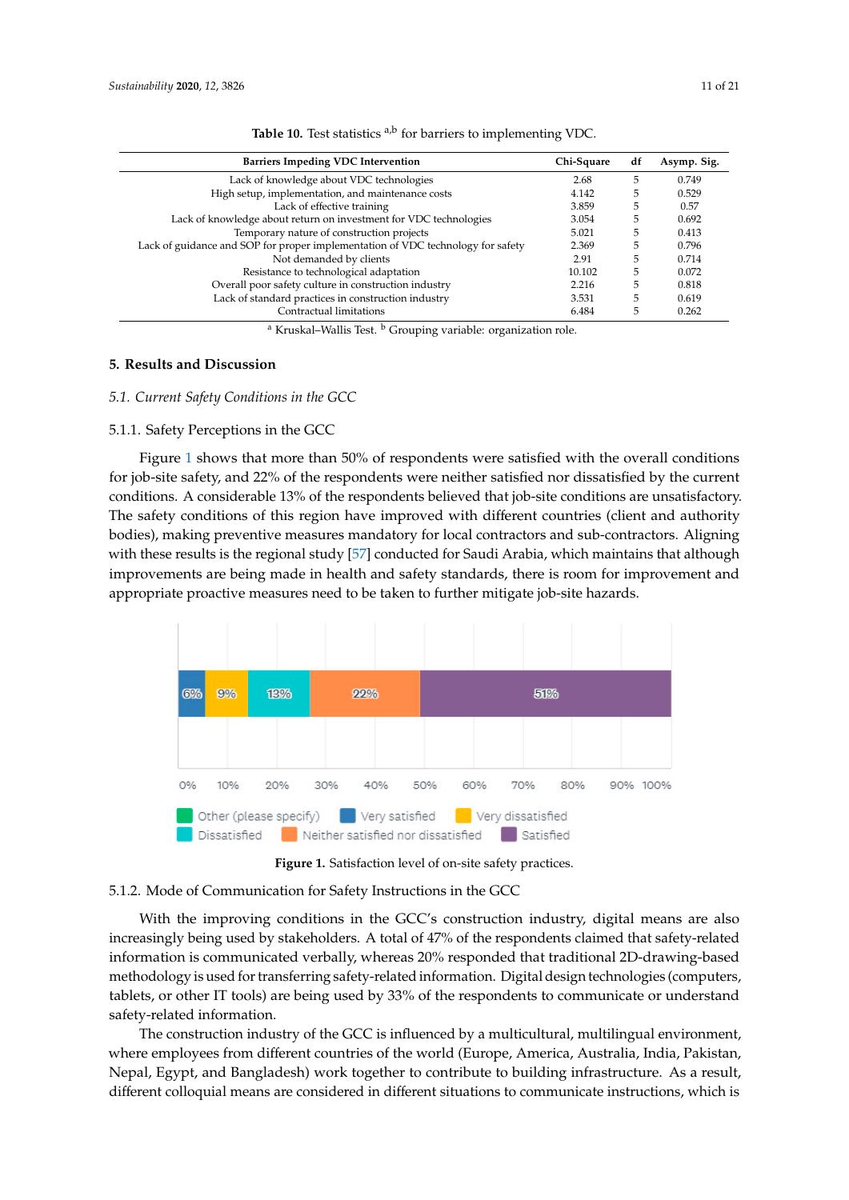**Table 10.** Test statistics [a,b] for barriers to implementing VDC.

| Barriers Impeding VDC Intervention | Chi-Square | df | Asymp. Sig. |
|---|---|---|---|
| Lack of knowledge about VDC technologies | 2.68 | 5 | 0.749 |
| High setup, implementation, and maintenance costs | 4.142 | 5 | 0.529 |
| Lack of effective training | 3.859 | 5 | 0.57 |
| Lack of knowledge about return on investment for VDC technologies | 3.054 | 5 | 0.692 |
| Temporary nature of construction projects | 5.021 | 5 | 0.413 |
| Lack of guidance and SOP for proper implementation of VDC technology for safety | 2.369 | 5 | 0.796 |
| Not demanded by clients | 2.91 | 5 | 0.714 |
| Resistance to technological adaptation | 10.102 | 5 | 0.072 |
| Overall poor safety culture in construction industry | 2.216 | 5 | 0.818 |
| Lack of standard practices in construction industry | 3.531 | 5 | 0.619 |
| Contractual limitations | 6.484 | 5 | 0.262 |

[a] Kruskal–Wallis Test. [b] Grouping variable: organization role.

## 5. Results and Discussion

### 5.1. Current Safety Conditions in the GCC

#### 5.1.1. Safety Perceptions in the GCC

Figure 1 shows that more than 50% of respondents were satisfied with the overall conditions for job-site safety, and 22% of the respondents were neither satisfied nor dissatisfied by the current conditions. A considerable 13% of the respondents believed that job-site conditions are unsatisfactory. The safety conditions of this region have improved with different countries (client and authority bodies), making preventive measures mandatory for local contractors and sub-contractors. Aligning with these results is the regional study [57] conducted for Saudi Arabia, which maintains that although improvements are being made in health and safety standards, there is room for improvement and appropriate proactive measures need to be taken to further mitigate job-site hazards.

**Figure 1.** Satisfaction level of on-site safety practices.

#### 5.1.2. Mode of Communication for Safety Instructions in the GCC

With the improving conditions in the GCC's construction industry, digital means are also increasingly being used by stakeholders. A total of 47% of the respondents claimed that safety-related information is communicated verbally, whereas 20% responded that traditional 2D-drawing-based methodology is used for transferring safety-related information. Digital design technologies (computers, tablets, or other IT tools) are being used by 33% of the respondents to communicate or understand safety-related information.

The construction industry of the GCC is influenced by a multicultural, multilingual environment, where employees from different countries of the world (Europe, America, Australia, India, Pakistan, Nepal, Egypt, and Bangladesh) work together to contribute to building infrastructure. As a result, different colloquial means are considered in different situations to communicate instructions, which is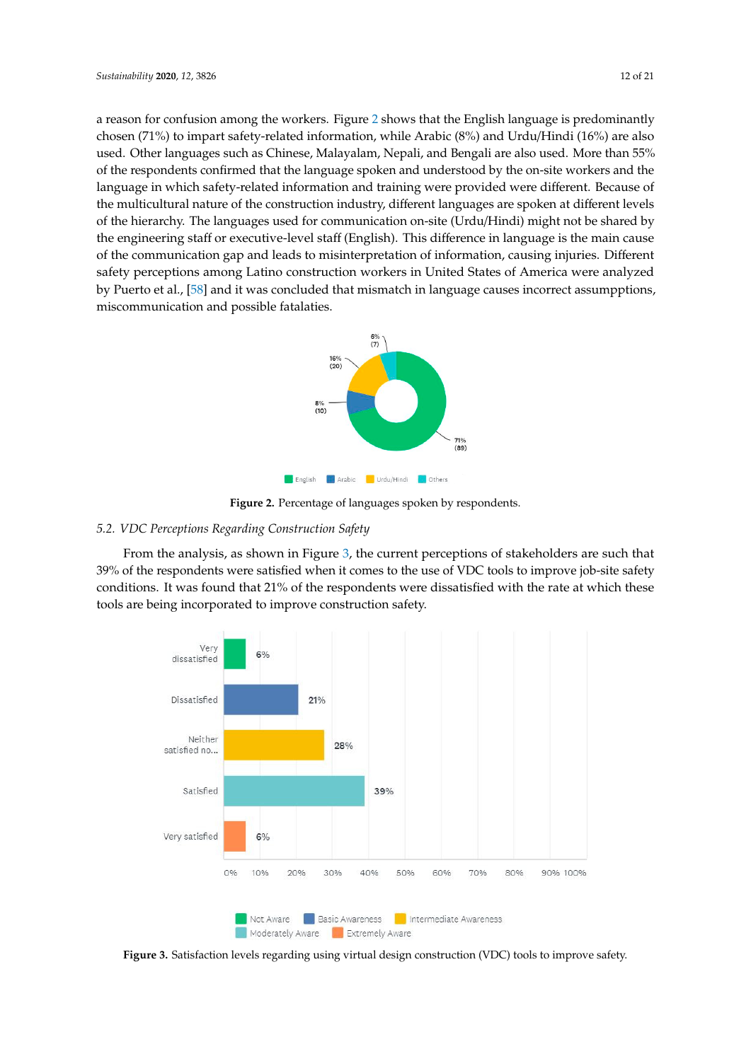a reason for confusion among the workers. Figure 2 shows that the English language is predominantly chosen (71%) to impart safety-related information, while Arabic (8%) and Urdu/Hindi (16%) are also used. Other languages such as Chinese, Malayalam, Nepali, and Bengali are also used. More than 55% of the respondents confirmed that the language spoken and understood by the on-site workers and the language in which safety-related information and training were provided were different. Because of the multicultural nature of the construction industry, different languages are spoken at different levels of the hierarchy. The languages used for communication on-site (Urdu/Hindi) might not be shared by the engineering staff or executive-level staff (English). This difference in language is the main cause of the communication gap and leads to misinterpretation of information, causing injuries. Different safety perceptions among Latino construction workers in United States of America were analyzed by Puerto et al., [58] and it was concluded that mismatch in language causes incorrect assumpptions, miscommunication and possible fatalaties.

**Figure 2.** Percentage of languages spoken by respondents.

### 5.2. VDC Perceptions Regarding Construction Safety

From the analysis, as shown in Figure 3, the current perceptions of stakeholders are such that 39% of the respondents were satisfied when it comes to the use of VDC tools to improve job-site safety conditions. It was found that 21% of the respondents were dissatisfied with the rate at which these tools are being incorporated to improve construction safety.

**Figure 3.** Satisfaction levels regarding using virtual design construction (VDC) tools to improve safety.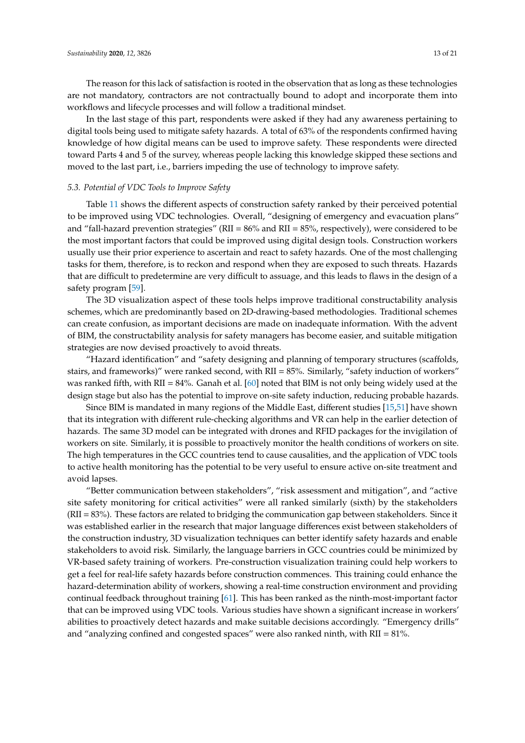The reason for this lack of satisfaction is rooted in the observation that as long as these technologies are not mandatory, contractors are not contractually bound to adopt and incorporate them into workflows and lifecycle processes and will follow a traditional mindset.

In the last stage of this part, respondents were asked if they had any awareness pertaining to digital tools being used to mitigate safety hazards. A total of 63% of the respondents confirmed having knowledge of how digital means can be used to improve safety. These respondents were directed toward Parts 4 and 5 of the survey, whereas people lacking this knowledge skipped these sections and moved to the last part, i.e., barriers impeding the use of technology to improve safety.

### 5.3. Potential of VDC Tools to Improve Safety

Table 11 shows the different aspects of construction safety ranked by their perceived potential to be improved using VDC technologies. Overall, "designing of emergency and evacuation plans" and "fall-hazard prevention strategies" (RII = 86% and RII = 85%, respectively), were considered to be the most important factors that could be improved using digital design tools. Construction workers usually use their prior experience to ascertain and react to safety hazards. One of the most challenging tasks for them, therefore, is to reckon and respond when they are exposed to such threats. Hazards that are difficult to predetermine are very difficult to assuage, and this leads to flaws in the design of a safety program [59].

The 3D visualization aspect of these tools helps improve traditional constructability analysis schemes, which are predominantly based on 2D-drawing-based methodologies. Traditional schemes can create confusion, as important decisions are made on inadequate information. With the advent of BIM, the constructability analysis for safety managers has become easier, and suitable mitigation strategies are now devised proactively to avoid threats.

"Hazard identification" and "safety designing and planning of temporary structures (scaffolds, stairs, and frameworks)" were ranked second, with RII = 85%. Similarly, "safety induction of workers" was ranked fifth, with RII = 84%. Ganah et al. [60] noted that BIM is not only being widely used at the design stage but also has the potential to improve on-site safety induction, reducing probable hazards.

Since BIM is mandated in many regions of the Middle East, different studies [15,51] have shown that its integration with different rule-checking algorithms and VR can help in the earlier detection of hazards. The same 3D model can be integrated with drones and RFID packages for the invigilation of workers on site. Similarly, it is possible to proactively monitor the health conditions of workers on site. The high temperatures in the GCC countries tend to cause causalities, and the application of VDC tools to active health monitoring has the potential to be very useful to ensure active on-site treatment and avoid lapses.

"Better communication between stakeholders", "risk assessment and mitigation", and "active site safety monitoring for critical activities" were all ranked similarly (sixth) by the stakeholders (RII = 83%). These factors are related to bridging the communication gap between stakeholders. Since it was established earlier in the research that major language differences exist between stakeholders of the construction industry, 3D visualization techniques can better identify safety hazards and enable stakeholders to avoid risk. Similarly, the language barriers in GCC countries could be minimized by VR-based safety training of workers. Pre-construction visualization training could help workers to get a feel for real-life safety hazards before construction commences. This training could enhance the hazard-determination ability of workers, showing a real-time construction environment and providing continual feedback throughout training [61]. This has been ranked as the ninth-most-important factor that can be improved using VDC tools. Various studies have shown a significant increase in workers' abilities to proactively detect hazards and make suitable decisions accordingly. "Emergency drills" and "analyzing confined and congested spaces" were also ranked ninth, with RII = 81%.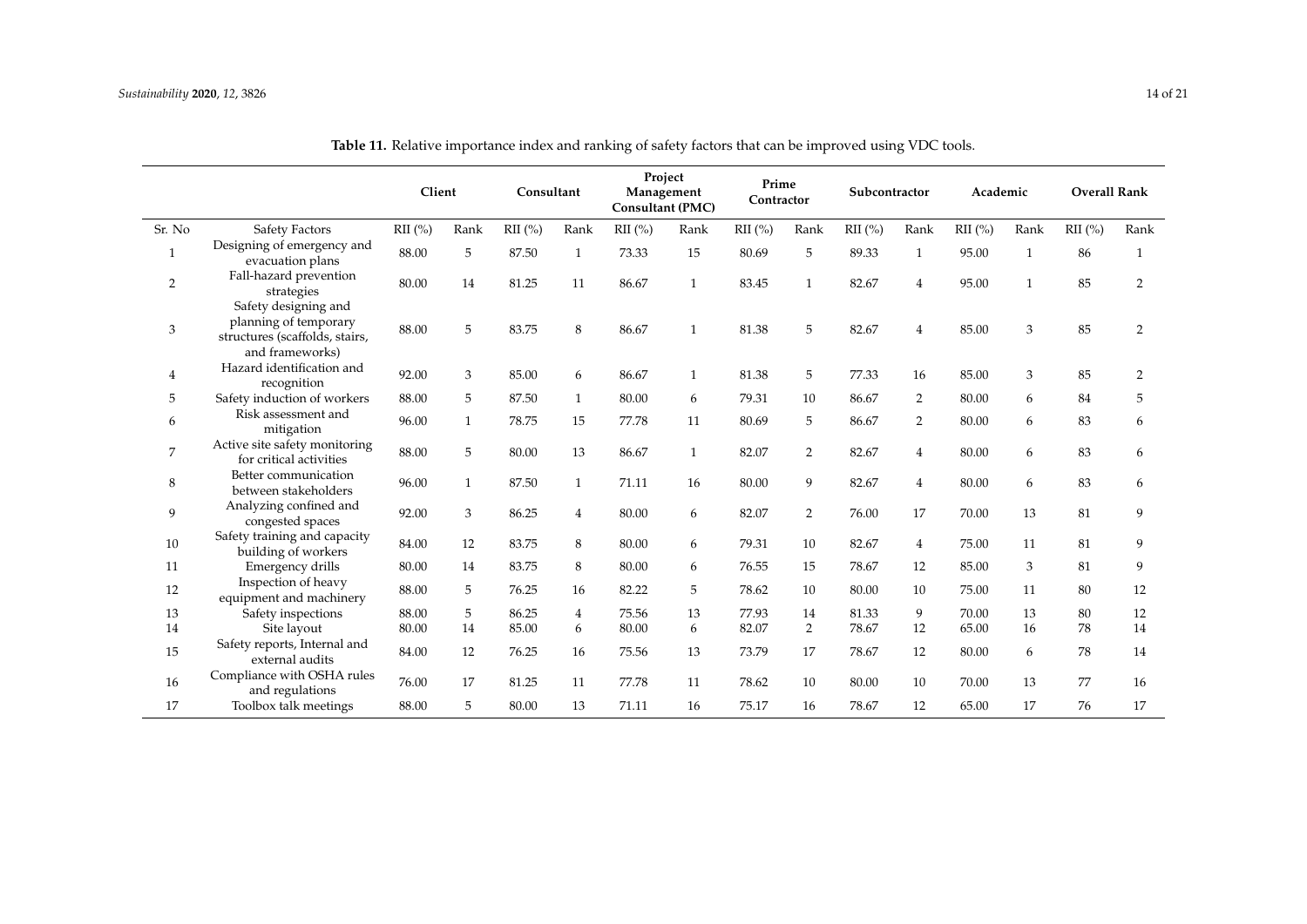**Table 11.** Relative importance index and ranking of safety factors that can be improved using VDC tools.

| | | Client | | Consultant | | Project Management Consultant (PMC) | | Prime Contractor | | Subcontractor | | Academic | | Overall Rank | |
|---|---|---|---|---|---|---|---|---|---|---|---|---|---|---|---|
| Sr. No | Safety Factors | RII (%) | Rank | RII (%) | Rank | RII (%) | Rank | RII (%) | Rank | RII (%) | Rank | RII (%) | Rank | RII (%) | Rank |
| 1 | Designing of emergency and evacuation plans | 88.00 | 5 | 87.50 | 1 | 73.33 | 15 | 80.69 | 5 | 89.33 | 1 | 95.00 | 1 | 86 | 1 |
| 2 | Fall-hazard prevention strategies | 80.00 | 14 | 81.25 | 11 | 86.67 | 1 | 83.45 | 1 | 82.67 | 4 | 95.00 | 1 | 85 | 2 |
| 3 | Safety designing and planning of temporary structures (scaffolds, stairs, and frameworks) | 88.00 | 5 | 83.75 | 8 | 86.67 | 1 | 81.38 | 5 | 82.67 | 4 | 85.00 | 3 | 85 | 2 |
| 4 | Hazard identification and recognition | 92.00 | 3 | 85.00 | 6 | 86.67 | 1 | 81.38 | 5 | 77.33 | 16 | 85.00 | 3 | 85 | 2 |
| 5 | Safety induction of workers | 88.00 | 5 | 87.50 | 1 | 80.00 | 6 | 79.31 | 10 | 86.67 | 2 | 80.00 | 6 | 84 | 5 |
| 6 | Risk assessment and mitigation | 96.00 | 1 | 78.75 | 15 | 77.78 | 11 | 80.69 | 5 | 86.67 | 2 | 80.00 | 6 | 83 | 6 |
| 7 | Active site safety monitoring for critical activities | 88.00 | 5 | 80.00 | 13 | 86.67 | 1 | 82.07 | 2 | 82.67 | 4 | 80.00 | 6 | 83 | 6 |
| 8 | Better communication between stakeholders | 96.00 | 1 | 87.50 | 1 | 71.11 | 16 | 80.00 | 9 | 82.67 | 4 | 80.00 | 6 | 83 | 6 |
| 9 | Analyzing confined and congested spaces | 92.00 | 3 | 86.25 | 4 | 80.00 | 6 | 82.07 | 2 | 76.00 | 17 | 70.00 | 13 | 81 | 9 |
| 10 | Safety training and capacity building of workers | 84.00 | 12 | 83.75 | 8 | 80.00 | 6 | 79.31 | 10 | 82.67 | 4 | 75.00 | 11 | 81 | 9 |
| 11 | Emergency drills | 80.00 | 14 | 83.75 | 8 | 80.00 | 6 | 76.55 | 15 | 78.67 | 12 | 85.00 | 3 | 81 | 9 |
| 12 | Inspection of heavy equipment and machinery | 88.00 | 5 | 76.25 | 16 | 82.22 | 5 | 78.62 | 10 | 80.00 | 10 | 75.00 | 11 | 80 | 12 |
| 13 | Safety inspections | 88.00 | 5 | 86.25 | 4 | 75.56 | 13 | 77.93 | 14 | 81.33 | 9 | 70.00 | 13 | 80 | 12 |
| 14 | Site layout | 80.00 | 14 | 85.00 | 6 | 80.00 | 6 | 82.07 | 2 | 78.67 | 12 | 65.00 | 16 | 78 | 14 |
| 15 | Safety reports, Internal and external audits | 84.00 | 12 | 76.25 | 16 | 75.56 | 13 | 73.79 | 17 | 78.67 | 12 | 80.00 | 6 | 78 | 14 |
| 16 | Compliance with OSHA rules and regulations | 76.00 | 17 | 81.25 | 11 | 77.78 | 11 | 78.62 | 10 | 80.00 | 10 | 70.00 | 13 | 77 | 16 |
| 17 | Toolbox talk meetings | 88.00 | 5 | 80.00 | 13 | 71.11 | 16 | 75.17 | 16 | 78.67 | 12 | 65.00 | 17 | 76 | 17 |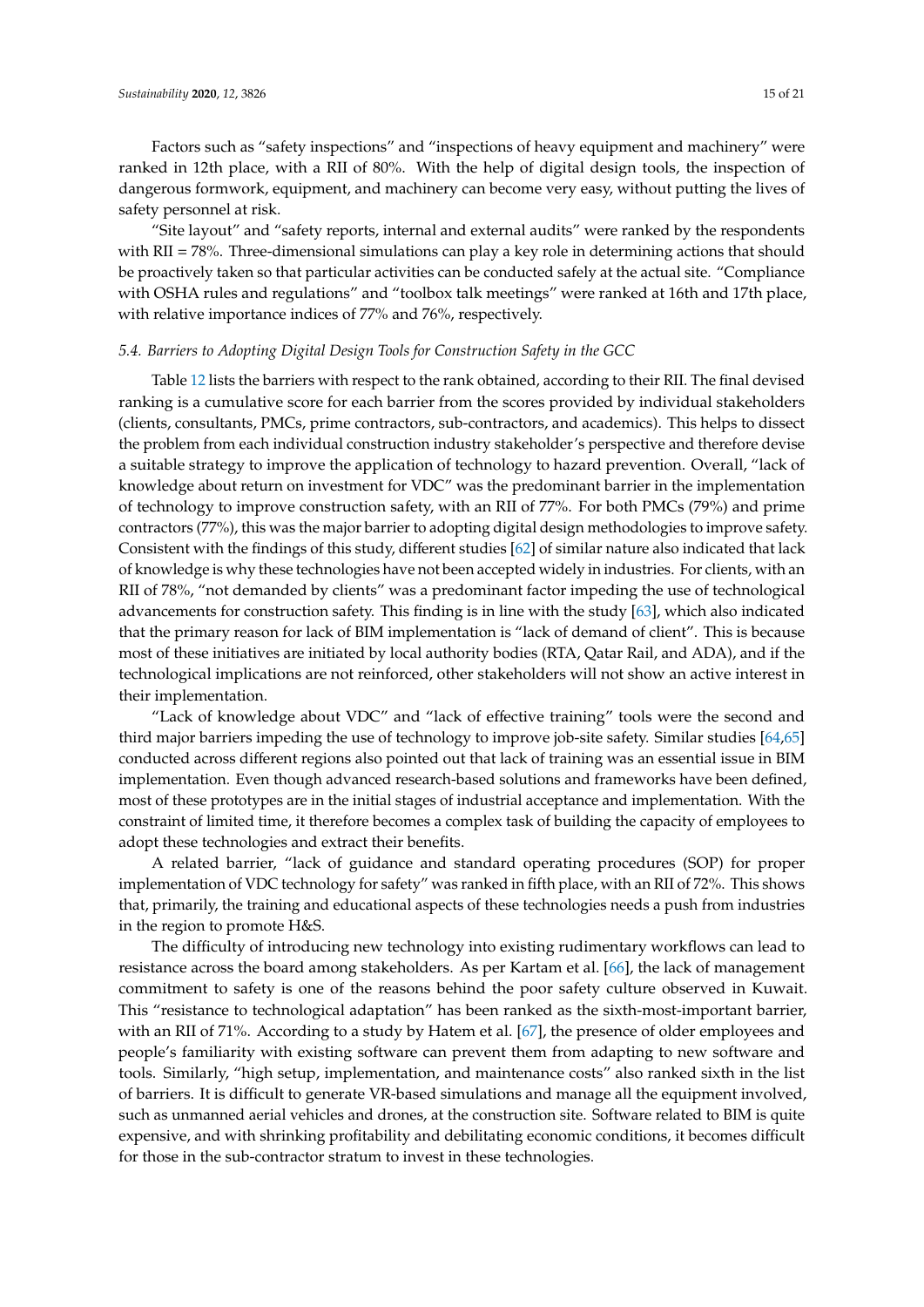Factors such as "safety inspections" and "inspections of heavy equipment and machinery" were ranked in 12th place, with a RII of 80%. With the help of digital design tools, the inspection of dangerous formwork, equipment, and machinery can become very easy, without putting the lives of safety personnel at risk.

"Site layout" and "safety reports, internal and external audits" were ranked by the respondents with RII = 78%. Three-dimensional simulations can play a key role in determining actions that should be proactively taken so that particular activities can be conducted safely at the actual site. "Compliance with OSHA rules and regulations" and "toolbox talk meetings" were ranked at 16th and 17th place, with relative importance indices of 77% and 76%, respectively.

### 5.4. Barriers to Adopting Digital Design Tools for Construction Safety in the GCC

Table 12 lists the barriers with respect to the rank obtained, according to their RII. The final devised ranking is a cumulative score for each barrier from the scores provided by individual stakeholders (clients, consultants, PMCs, prime contractors, sub-contractors, and academics). This helps to dissect the problem from each individual construction industry stakeholder's perspective and therefore devise a suitable strategy to improve the application of technology to hazard prevention. Overall, "lack of knowledge about return on investment for VDC" was the predominant barrier in the implementation of technology to improve construction safety, with an RII of 77%. For both PMCs (79%) and prime contractors (77%), this was the major barrier to adopting digital design methodologies to improve safety. Consistent with the findings of this study, different studies [62] of similar nature also indicated that lack of knowledge is why these technologies have not been accepted widely in industries. For clients, with an RII of 78%, "not demanded by clients" was a predominant factor impeding the use of technological advancements for construction safety. This finding is in line with the study [63], which also indicated that the primary reason for lack of BIM implementation is "lack of demand of client". This is because most of these initiatives are initiated by local authority bodies (RTA, Qatar Rail, and ADA), and if the technological implications are not reinforced, other stakeholders will not show an active interest in their implementation.

"Lack of knowledge about VDC" and "lack of effective training" tools were the second and third major barriers impeding the use of technology to improve job-site safety. Similar studies [64,65] conducted across different regions also pointed out that lack of training was an essential issue in BIM implementation. Even though advanced research-based solutions and frameworks have been defined, most of these prototypes are in the initial stages of industrial acceptance and implementation. With the constraint of limited time, it therefore becomes a complex task of building the capacity of employees to adopt these technologies and extract their benefits.

A related barrier, "lack of guidance and standard operating procedures (SOP) for proper implementation of VDC technology for safety" was ranked in fifth place, with an RII of 72%. This shows that, primarily, the training and educational aspects of these technologies needs a push from industries in the region to promote H&S.

The difficulty of introducing new technology into existing rudimentary workflows can lead to resistance across the board among stakeholders. As per Kartam et al. [66], the lack of management commitment to safety is one of the reasons behind the poor safety culture observed in Kuwait. This "resistance to technological adaptation" has been ranked as the sixth-most-important barrier, with an RII of 71%. According to a study by Hatem et al. [67], the presence of older employees and people's familiarity with existing software can prevent them from adapting to new software and tools. Similarly, "high setup, implementation, and maintenance costs" also ranked sixth in the list of barriers. It is difficult to generate VR-based simulations and manage all the equipment involved, such as unmanned aerial vehicles and drones, at the construction site. Software related to BIM is quite expensive, and with shrinking profitability and debilitating economic conditions, it becomes difficult for those in the sub-contractor stratum to invest in these technologies.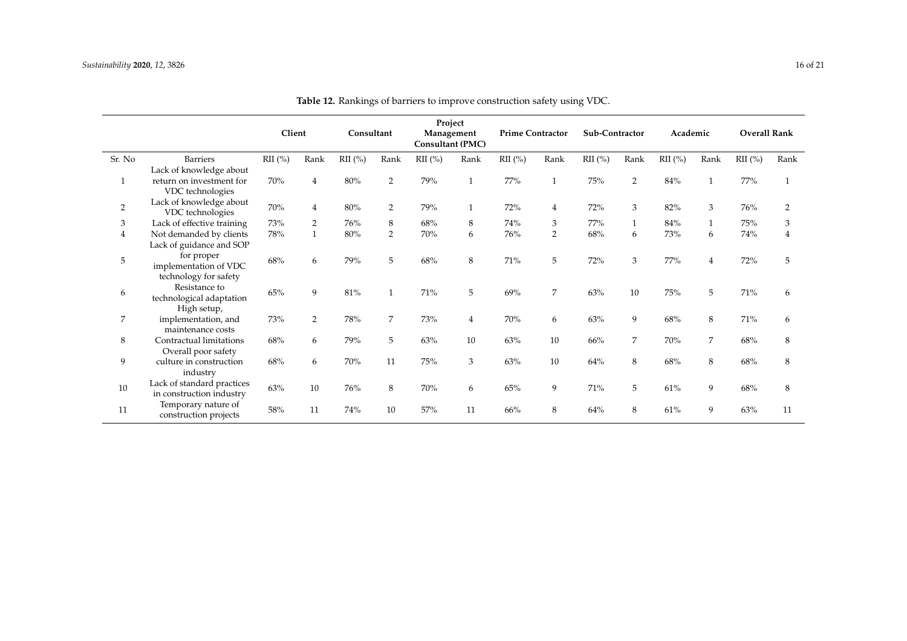**Table 12.** Rankings of barriers to improve construction safety using VDC.

| | | Client | | Consultant | | Project Management Consultant (PMC) | | Prime Contractor | | Sub-Contractor | | Academic | | Overall Rank | |
|---|---|---|---|---|---|---|---|---|---|---|---|---|---|---|---|
| Sr. No | Barriers | RII (%) | Rank | RII (%) | Rank | RII (%) | Rank | RII (%) | Rank | RII (%) | Rank | RII (%) | Rank | RII (%) | Rank |
| 1 | Lack of knowledge about return on investment for VDC technologies | 70% | 4 | 80% | 2 | 79% | 1 | 77% | 1 | 75% | 2 | 84% | 1 | 77% | 1 |
| 2 | Lack of knowledge about VDC technologies | 70% | 4 | 80% | 2 | 79% | 1 | 72% | 4 | 72% | 3 | 82% | 3 | 76% | 2 |
| 3 | Lack of effective training | 73% | 2 | 76% | 8 | 68% | 8 | 74% | 3 | 77% | 1 | 84% | 1 | 75% | 3 |
| 4 | Not demanded by clients | 78% | 1 | 80% | 2 | 70% | 6 | 76% | 2 | 68% | 6 | 73% | 6 | 74% | 4 |
| 5 | Lack of guidance and SOP for proper implementation of VDC technology for safety | 68% | 6 | 79% | 5 | 68% | 8 | 71% | 5 | 72% | 3 | 77% | 4 | 72% | 5 |
| 6 | Resistance to technological adaptation | 65% | 9 | 81% | 1 | 71% | 5 | 69% | 7 | 63% | 10 | 75% | 5 | 71% | 6 |
| 7 | High setup, implementation, and maintenance costs | 73% | 2 | 78% | 7 | 73% | 4 | 70% | 6 | 63% | 9 | 68% | 8 | 71% | 6 |
| 8 | Contractual limitations | 68% | 6 | 79% | 5 | 63% | 10 | 63% | 10 | 66% | 7 | 70% | 7 | 68% | 8 |
| 9 | Overall poor safety culture in construction industry | 68% | 6 | 70% | 11 | 75% | 3 | 63% | 10 | 64% | 8 | 68% | 8 | 68% | 8 |
| 10 | Lack of standard practices in construction industry | 63% | 10 | 76% | 8 | 70% | 6 | 65% | 9 | 71% | 5 | 61% | 9 | 68% | 8 |
| 11 | Temporary nature of construction projects | 58% | 11 | 74% | 10 | 57% | 11 | 66% | 8 | 64% | 8 | 61% | 9 | 63% | 11 |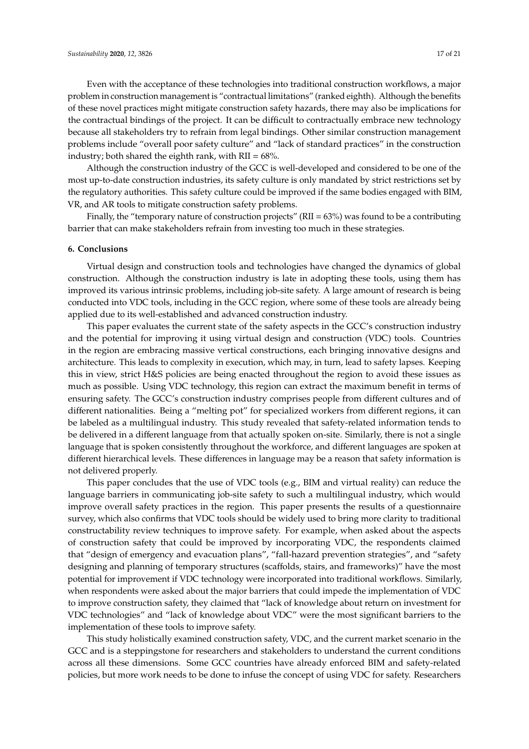Even with the acceptance of these technologies into traditional construction workflows, a major problem in construction management is "contractual limitations" (ranked eighth). Although the benefits of these novel practices might mitigate construction safety hazards, there may also be implications for the contractual bindings of the project. It can be difficult to contractually embrace new technology because all stakeholders try to refrain from legal bindings. Other similar construction management problems include "overall poor safety culture" and "lack of standard practices" in the construction industry; both shared the eighth rank, with RII = 68%.

Although the construction industry of the GCC is well-developed and considered to be one of the most up-to-date construction industries, its safety culture is only mandated by strict restrictions set by the regulatory authorities. This safety culture could be improved if the same bodies engaged with BIM, VR, and AR tools to mitigate construction safety problems.

Finally, the "temporary nature of construction projects" (RII = 63%) was found to be a contributing barrier that can make stakeholders refrain from investing too much in these strategies.

## 6. Conclusions

Virtual design and construction tools and technologies have changed the dynamics of global construction. Although the construction industry is late in adopting these tools, using them has improved its various intrinsic problems, including job-site safety. A large amount of research is being conducted into VDC tools, including in the GCC region, where some of these tools are already being applied due to its well-established and advanced construction industry.

This paper evaluates the current state of the safety aspects in the GCC's construction industry and the potential for improving it using virtual design and construction (VDC) tools. Countries in the region are embracing massive vertical constructions, each bringing innovative designs and architecture. This leads to complexity in execution, which may, in turn, lead to safety lapses. Keeping this in view, strict H&S policies are being enacted throughout the region to avoid these issues as much as possible. Using VDC technology, this region can extract the maximum benefit in terms of ensuring safety. The GCC's construction industry comprises people from different cultures and of different nationalities. Being a "melting pot" for specialized workers from different regions, it can be labeled as a multilingual industry. This study revealed that safety-related information tends to be delivered in a different language from that actually spoken on-site. Similarly, there is not a single language that is spoken consistently throughout the workforce, and different languages are spoken at different hierarchical levels. These differences in language may be a reason that safety information is not delivered properly.

This paper concludes that the use of VDC tools (e.g., BIM and virtual reality) can reduce the language barriers in communicating job-site safety to such a multilingual industry, which would improve overall safety practices in the region. This paper presents the results of a questionnaire survey, which also confirms that VDC tools should be widely used to bring more clarity to traditional constructability review techniques to improve safety. For example, when asked about the aspects of construction safety that could be improved by incorporating VDC, the respondents claimed that "design of emergency and evacuation plans", "fall-hazard prevention strategies", and "safety designing and planning of temporary structures (scaffolds, stairs, and frameworks)" have the most potential for improvement if VDC technology were incorporated into traditional workflows. Similarly, when respondents were asked about the major barriers that could impede the implementation of VDC to improve construction safety, they claimed that "lack of knowledge about return on investment for VDC technologies" and "lack of knowledge about VDC" were the most significant barriers to the implementation of these tools to improve safety.

This study holistically examined construction safety, VDC, and the current market scenario in the GCC and is a steppingstone for researchers and stakeholders to understand the current conditions across all these dimensions. Some GCC countries have already enforced BIM and safety-related policies, but more work needs to be done to infuse the concept of using VDC for safety. Researchers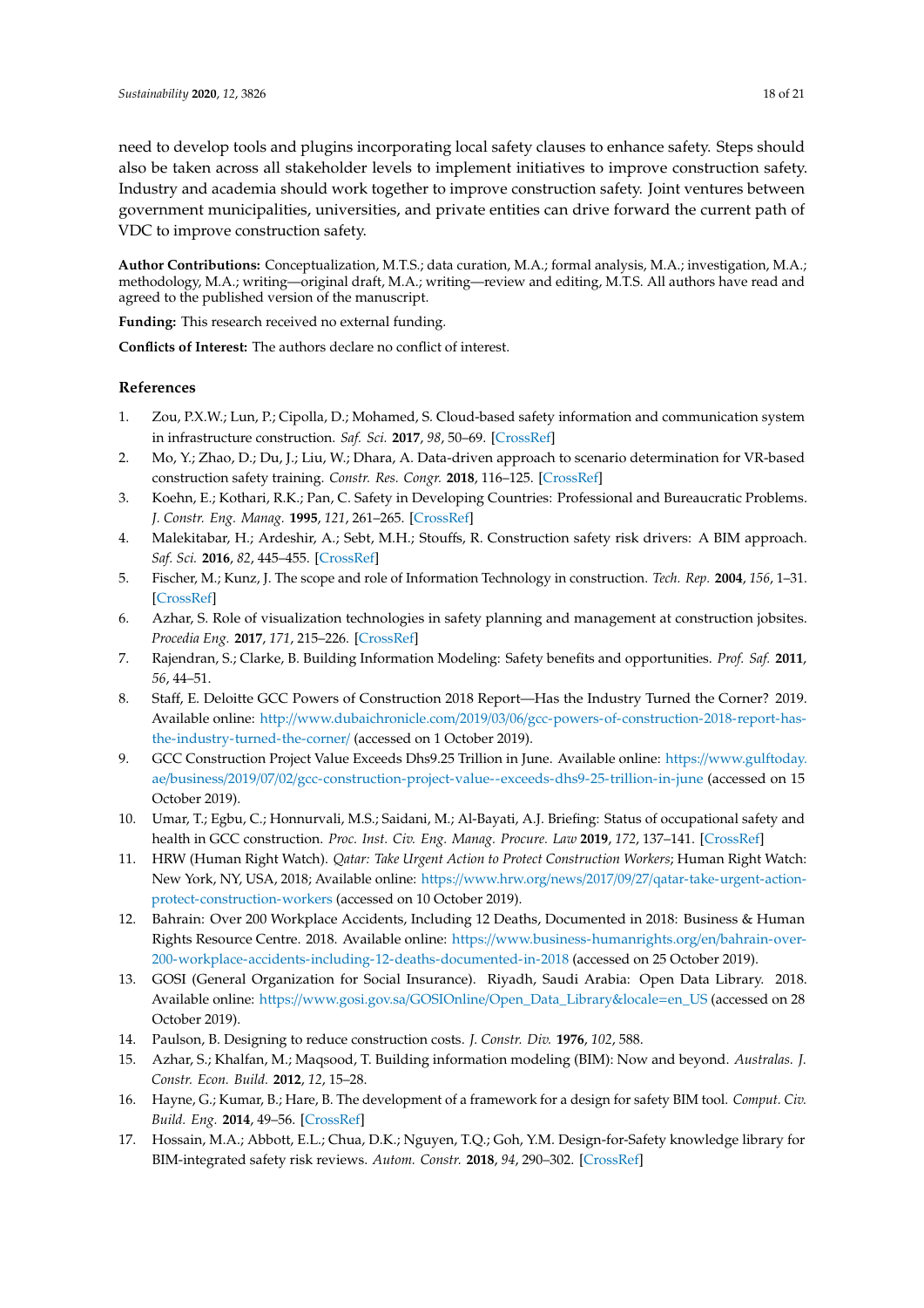need to develop tools and plugins incorporating local safety clauses to enhance safety. Steps should also be taken across all stakeholder levels to implement initiatives to improve construction safety. Industry and academia should work together to improve construction safety. Joint ventures between government municipalities, universities, and private entities can drive forward the current path of VDC to improve construction safety.

**Author Contributions:** Conceptualization, M.T.S.; data curation, M.A.; formal analysis, M.A.; investigation, M.A.; methodology, M.A.; writing—original draft, M.A.; writing—review and editing, M.T.S. All authors have read and agreed to the published version of the manuscript.

**Funding:** This research received no external funding.

**Conflicts of Interest:** The authors declare no conflict of interest.

## References

1. Zou, P.X.W.; Lun, P.; Cipolla, D.; Mohamed, S. Cloud-based safety information and communication system in infrastructure construction. *Saf. Sci.* **2017**, *98*, 50–69. [CrossRef]
2. Mo, Y.; Zhao, D.; Du, J.; Liu, W.; Dhara, A. Data-driven approach to scenario determination for VR-based construction safety training. *Constr. Res. Congr.* **2018**, 116–125. [CrossRef]
3. Koehn, E.; Kothari, R.K.; Pan, C. Safety in Developing Countries: Professional and Bureaucratic Problems. *J. Constr. Eng. Manag.* **1995**, *121*, 261–265. [CrossRef]
4. Malekitabar, H.; Ardeshir, A.; Sebt, M.H.; Stouffs, R. Construction safety risk drivers: A BIM approach. *Saf. Sci.* **2016**, *82*, 445–455. [CrossRef]
5. Fischer, M.; Kunz, J. The scope and role of Information Technology in construction. *Tech. Rep.* **2004**, *156*, 1–31. [CrossRef]
6. Azhar, S. Role of visualization technologies in safety planning and management at construction jobsites. *Procedia Eng.* **2017**, *171*, 215–226. [CrossRef]
7. Rajendran, S.; Clarke, B. Building Information Modeling: Safety benefits and opportunities. *Prof. Saf.* **2011**, *56*, 44–51.
8. Staff, E. Deloitte GCC Powers of Construction 2018 Report—Has the Industry Turned the Corner? 2019. Available online: http://www.dubaichronicle.com/2019/03/06/gcc-powers-of-construction-2018-report-has-the-industry-turned-the-corner/ (accessed on 1 October 2019).
9. GCC Construction Project Value Exceeds Dhs9.25 Trillion in June. Available online: https://www.gulftoday.ae/business/2019/07/02/gcc-construction-project-value--exceeds-dhs9-25-trillion-in-june (accessed on 15 October 2019).
10. Umar, T.; Egbu, C.; Honnurvali, M.S.; Saidani, M.; Al-Bayati, A.J. Briefing: Status of occupational safety and health in GCC construction. *Proc. Inst. Civ. Eng. Manag. Procure. Law* **2019**, *172*, 137–141. [CrossRef]
11. HRW (Human Right Watch). *Qatar: Take Urgent Action to Protect Construction Workers*; Human Right Watch: New York, NY, USA, 2018; Available online: https://www.hrw.org/news/2017/09/27/qatar-take-urgent-action-protect-construction-workers (accessed on 10 October 2019).
12. Bahrain: Over 200 Workplace Accidents, Including 12 Deaths, Documented in 2018: Business & Human Rights Resource Centre. 2018. Available online: https://www.business-humanrights.org/en/bahrain-over-200-workplace-accidents-including-12-deaths-documented-in-2018 (accessed on 25 October 2019).
13. GOSI (General Organization for Social Insurance). Riyadh, Saudi Arabia: Open Data Library. 2018. Available online: https://www.gosi.gov.sa/GOSIOnline/Open_Data_Library&locale=en_US (accessed on 28 October 2019).
14. Paulson, B. Designing to reduce construction costs. *J. Constr. Div.* **1976**, *102*, 588.
15. Azhar, S.; Khalfan, M.; Maqsood, T. Building information modeling (BIM): Now and beyond. *Australas. J. Constr. Econ. Build.* **2012**, *12*, 15–28.
16. Hayne, G.; Kumar, B.; Hare, B. The development of a framework for a design for safety BIM tool. *Comput. Civ. Build. Eng.* **2014**, 49–56. [CrossRef]
17. Hossain, M.A.; Abbott, E.L.; Chua, D.K.; Nguyen, T.Q.; Goh, Y.M. Design-for-Safety knowledge library for BIM-integrated safety risk reviews. *Autom. Constr.* **2018**, *94*, 290–302. [CrossRef]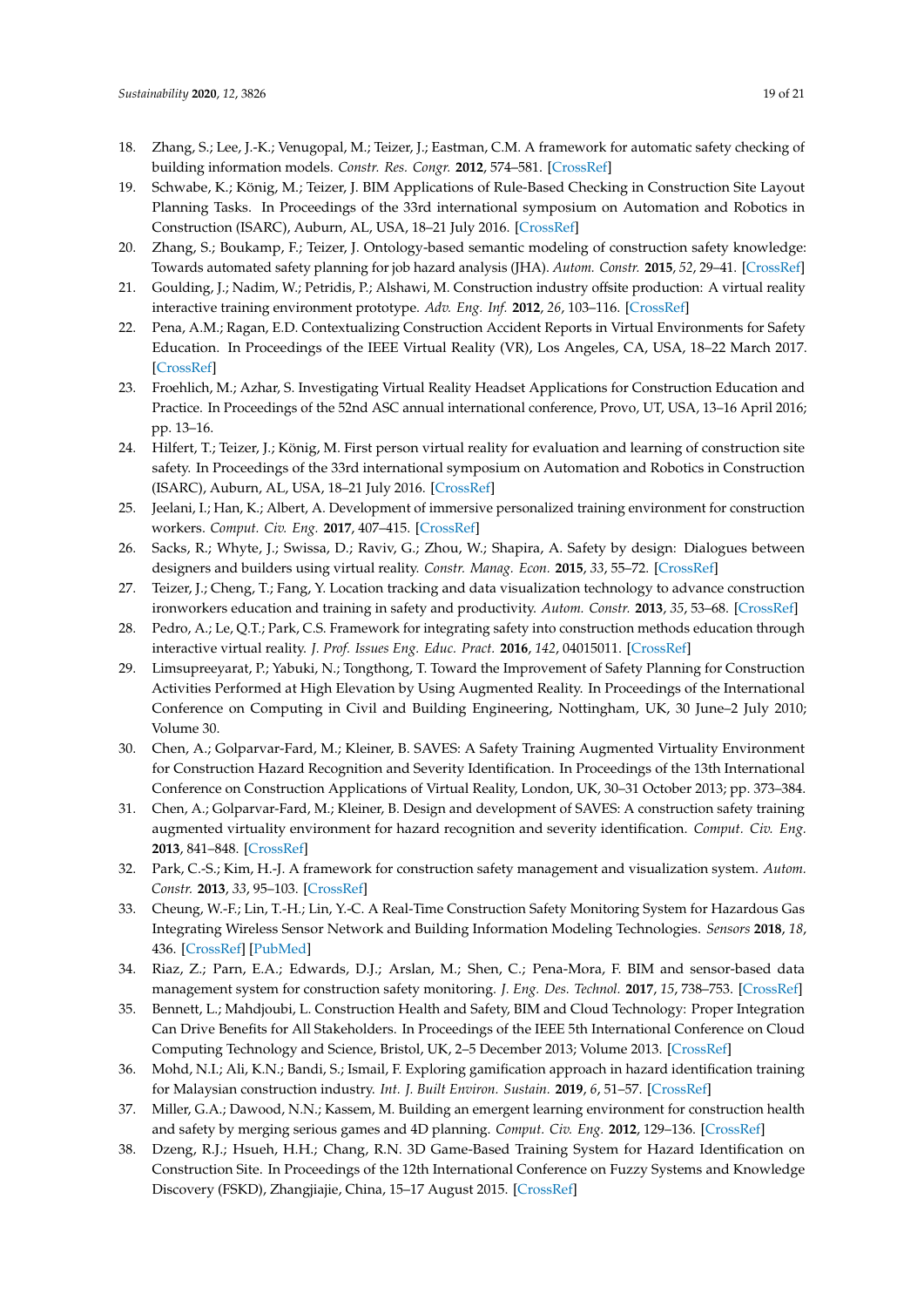18. Zhang, S.; Lee, J.-K.; Venugopal, M.; Teizer, J.; Eastman, C.M. A framework for automatic safety checking of building information models. *Constr. Res. Congr.* **2012**, 574–581. [CrossRef]
19. Schwabe, K.; König, M.; Teizer, J. BIM Applications of Rule-Based Checking in Construction Site Layout Planning Tasks. In Proceedings of the 33rd international symposium on Automation and Robotics in Construction (ISARC), Auburn, AL, USA, 18–21 July 2016. [CrossRef]
20. Zhang, S.; Boukamp, F.; Teizer, J. Ontology-based semantic modeling of construction safety knowledge: Towards automated safety planning for job hazard analysis (JHA). *Autom. Constr.* **2015**, *52*, 29–41. [CrossRef]
21. Goulding, J.; Nadim, W.; Petridis, P.; Alshawi, M. Construction industry offsite production: A virtual reality interactive training environment prototype. *Adv. Eng. Inf.* **2012**, *26*, 103–116. [CrossRef]
22. Pena, A.M.; Ragan, E.D. Contextualizing Construction Accident Reports in Virtual Environments for Safety Education. In Proceedings of the IEEE Virtual Reality (VR), Los Angeles, CA, USA, 18–22 March 2017. [CrossRef]
23. Froehlich, M.; Azhar, S. Investigating Virtual Reality Headset Applications for Construction Education and Practice. In Proceedings of the 52nd ASC annual international conference, Provo, UT, USA, 13–16 April 2016; pp. 13–16.
24. Hilfert, T.; Teizer, J.; König, M. First person virtual reality for evaluation and learning of construction site safety. In Proceedings of the 33rd international symposium on Automation and Robotics in Construction (ISARC), Auburn, AL, USA, 18–21 July 2016. [CrossRef]
25. Jeelani, I.; Han, K.; Albert, A. Development of immersive personalized training environment for construction workers. *Comput. Civ. Eng.* **2017**, 407–415. [CrossRef]
26. Sacks, R.; Whyte, J.; Swissa, D.; Raviv, G.; Zhou, W.; Shapira, A. Safety by design: Dialogues between designers and builders using virtual reality. *Constr. Manag. Econ.* **2015**, *33*, 55–72. [CrossRef]
27. Teizer, J.; Cheng, T.; Fang, Y. Location tracking and data visualization technology to advance construction ironworkers education and training in safety and productivity. *Autom. Constr.* **2013**, *35*, 53–68. [CrossRef]
28. Pedro, A.; Le, Q.T.; Park, C.S. Framework for integrating safety into construction methods education through interactive virtual reality. *J. Prof. Issues Eng. Educ. Pract.* **2016**, *142*, 04015011. [CrossRef]
29. Limsupreeyarat, P.; Yabuki, N.; Tongthong, T. Toward the Improvement of Safety Planning for Construction Activities Performed at High Elevation by Using Augmented Reality. In Proceedings of the International Conference on Computing in Civil and Building Engineering, Nottingham, UK, 30 June–2 July 2010; Volume 30.
30. Chen, A.; Golparvar-Fard, M.; Kleiner, B. SAVES: A Safety Training Augmented Virtuality Environment for Construction Hazard Recognition and Severity Identification. In Proceedings of the 13th International Conference on Construction Applications of Virtual Reality, London, UK, 30–31 October 2013; pp. 373–384.
31. Chen, A.; Golparvar-Fard, M.; Kleiner, B. Design and development of SAVES: A construction safety training augmented virtuality environment for hazard recognition and severity identification. *Comput. Civ. Eng.* **2013**, 841–848. [CrossRef]
32. Park, C.-S.; Kim, H.-J. A framework for construction safety management and visualization system. *Autom. Constr.* **2013**, *33*, 95–103. [CrossRef]
33. Cheung, W.-F.; Lin, T.-H.; Lin, Y.-C. A Real-Time Construction Safety Monitoring System for Hazardous Gas Integrating Wireless Sensor Network and Building Information Modeling Technologies. *Sensors* **2018**, *18*, 436. [CrossRef] [PubMed]
34. Riaz, Z.; Parn, E.A.; Edwards, D.J.; Arslan, M.; Shen, C.; Pena-Mora, F. BIM and sensor-based data management system for construction safety monitoring. *J. Eng. Des. Technol.* **2017**, *15*, 738–753. [CrossRef]
35. Bennett, L.; Mahdjoubi, L. Construction Health and Safety, BIM and Cloud Technology: Proper Integration Can Drive Benefits for All Stakeholders. In Proceedings of the IEEE 5th International Conference on Cloud Computing Technology and Science, Bristol, UK, 2–5 December 2013; Volume 2013. [CrossRef]
36. Mohd, N.I.; Ali, K.N.; Bandi, S.; Ismail, F. Exploring gamification approach in hazard identification training for Malaysian construction industry. *Int. J. Built Environ. Sustain.* **2019**, *6*, 51–57. [CrossRef]
37. Miller, G.A.; Dawood, N.N.; Kassem, M. Building an emergent learning environment for construction health and safety by merging serious games and 4D planning. *Comput. Civ. Eng.* **2012**, 129–136. [CrossRef]
38. Dzeng, R.J.; Hsueh, H.H.; Chang, R.N. 3D Game-Based Training System for Hazard Identification on Construction Site. In Proceedings of the 12th International Conference on Fuzzy Systems and Knowledge Discovery (FSKD), Zhangjiajie, China, 15–17 August 2015. [CrossRef]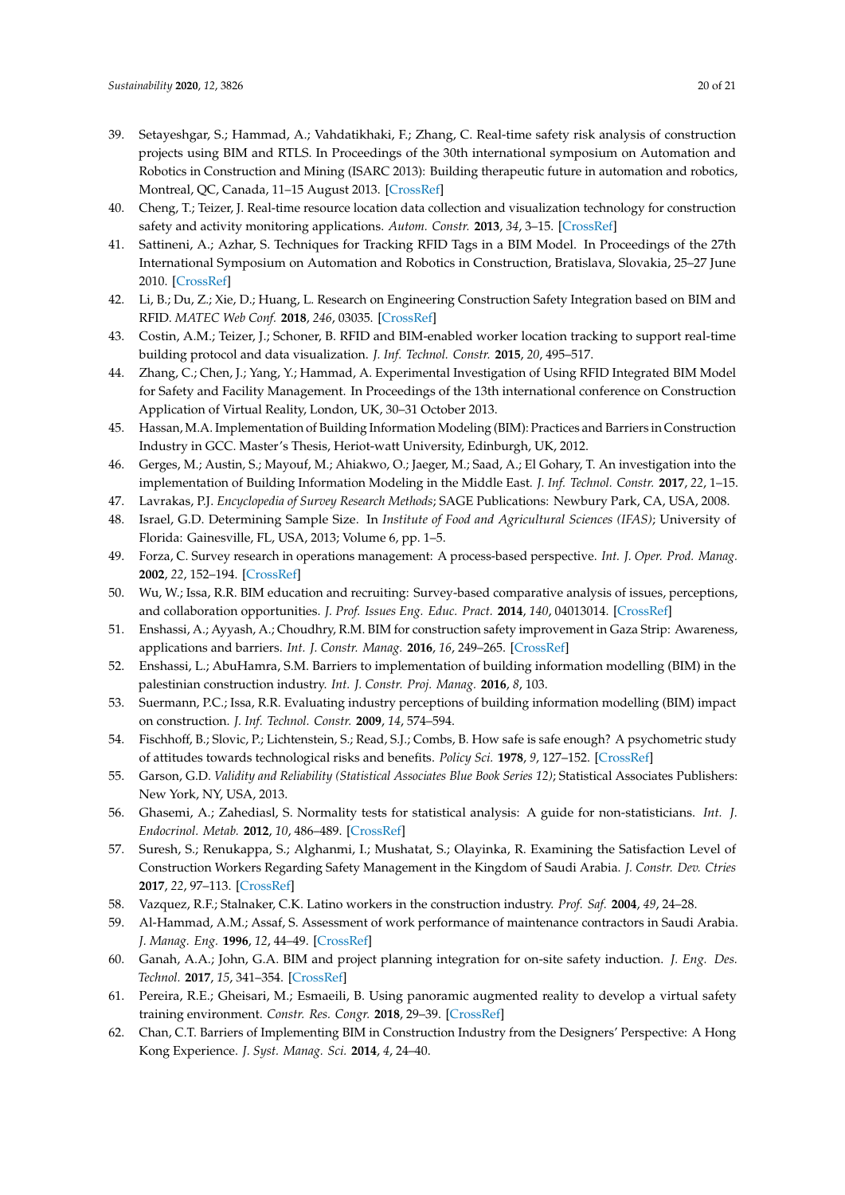39. Setayeshgar, S.; Hammad, A.; Vahdatikhaki, F.; Zhang, C. Real-time safety risk analysis of construction projects using BIM and RTLS. In Proceedings of the 30th international symposium on Automation and Robotics in Construction and Mining (ISARC 2013): Building therapeutic future in automation and robotics, Montreal, QC, Canada, 11–15 August 2013. [CrossRef]
40. Cheng, T.; Teizer, J. Real-time resource location data collection and visualization technology for construction safety and activity monitoring applications. *Autom. Constr.* **2013**, *34*, 3–15. [CrossRef]
41. Sattineni, A.; Azhar, S. Techniques for Tracking RFID Tags in a BIM Model. In Proceedings of the 27th International Symposium on Automation and Robotics in Construction, Bratislava, Slovakia, 25–27 June 2010. [CrossRef]
42. Li, B.; Du, Z.; Xie, D.; Huang, L. Research on Engineering Construction Safety Integration based on BIM and RFID. *MATEC Web Conf.* **2018**, *246*, 03035. [CrossRef]
43. Costin, A.M.; Teizer, J.; Schoner, B. RFID and BIM-enabled worker location tracking to support real-time building protocol and data visualization. *J. Inf. Technol. Constr.* **2015**, *20*, 495–517.
44. Zhang, C.; Chen, J.; Yang, Y.; Hammad, A. Experimental Investigation of Using RFID Integrated BIM Model for Safety and Facility Management. In Proceedings of the 13th international conference on Construction Application of Virtual Reality, London, UK, 30–31 October 2013.
45. Hassan, M.A. Implementation of Building Information Modeling (BIM): Practices and Barriers in Construction Industry in GCC. Master's Thesis, Heriot-watt University, Edinburgh, UK, 2012.
46. Gerges, M.; Austin, S.; Mayouf, M.; Ahiakwo, O.; Jaeger, M.; Saad, A.; El Gohary, T. An investigation into the implementation of Building Information Modeling in the Middle East. *J. Inf. Technol. Constr.* **2017**, *22*, 1–15.
47. Lavrakas, P.J. *Encyclopedia of Survey Research Methods*; SAGE Publications: Newbury Park, CA, USA, 2008.
48. Israel, G.D. Determining Sample Size. In *Institute of Food and Agricultural Sciences (IFAS)*; University of Florida: Gainesville, FL, USA, 2013; Volume 6, pp. 1–5.
49. Forza, C. Survey research in operations management: A process-based perspective. *Int. J. Oper. Prod. Manag.* **2002**, *22*, 152–194. [CrossRef]
50. Wu, W.; Issa, R.R. BIM education and recruiting: Survey-based comparative analysis of issues, perceptions, and collaboration opportunities. *J. Prof. Issues Eng. Educ. Pract.* **2014**, *140*, 04013014. [CrossRef]
51. Enshassi, A.; Ayyash, A.; Choudhry, R.M. BIM for construction safety improvement in Gaza Strip: Awareness, applications and barriers. *Int. J. Constr. Manag.* **2016**, *16*, 249–265. [CrossRef]
52. Enshassi, L.; AbuHamra, S.M. Barriers to implementation of building information modelling (BIM) in the palestinian construction industry. *Int. J. Constr. Proj. Manag.* **2016**, *8*, 103.
53. Suermann, P.C.; Issa, R.R. Evaluating industry perceptions of building information modelling (BIM) impact on construction. *J. Inf. Technol. Constr.* **2009**, *14*, 574–594.
54. Fischhoff, B.; Slovic, P.; Lichtenstein, S.; Read, S.J.; Combs, B. How safe is safe enough? A psychometric study of attitudes towards technological risks and benefits. *Policy Sci.* **1978**, *9*, 127–152. [CrossRef]
55. Garson, G.D. *Validity and Reliability (Statistical Associates Blue Book Series 12)*; Statistical Associates Publishers: New York, NY, USA, 2013.
56. Ghasemi, A.; Zahediasl, S. Normality tests for statistical analysis: A guide for non-statisticians. *Int. J. Endocrinol. Metab.* **2012**, *10*, 486–489. [CrossRef]
57. Suresh, S.; Renukappa, S.; Alghanmi, I.; Mushatat, S.; Olayinka, R. Examining the Satisfaction Level of Construction Workers Regarding Safety Management in the Kingdom of Saudi Arabia. *J. Constr. Dev. Ctries* **2017**, *22*, 97–113. [CrossRef]
58. Vazquez, R.F.; Stalnaker, C.K. Latino workers in the construction industry. *Prof. Saf.* **2004**, *49*, 24–28.
59. Al-Hammad, A.M.; Assaf, S. Assessment of work performance of maintenance contractors in Saudi Arabia. *J. Manag. Eng.* **1996**, *12*, 44–49. [CrossRef]
60. Ganah, A.A.; John, G.A. BIM and project planning integration for on-site safety induction. *J. Eng. Des. Technol.* **2017**, *15*, 341–354. [CrossRef]
61. Pereira, R.E.; Gheisari, M.; Esmaeili, B. Using panoramic augmented reality to develop a virtual safety training environment. *Constr. Res. Congr.* **2018**, 29–39. [CrossRef]
62. Chan, C.T. Barriers of Implementing BIM in Construction Industry from the Designers' Perspective: A Hong Kong Experience. *J. Syst. Manag. Sci.* **2014**, *4*, 24–40.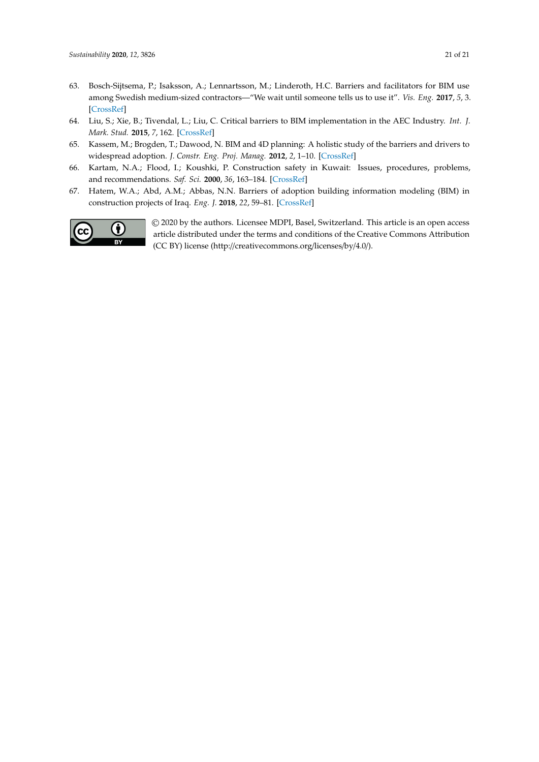63. Bosch-Sijtsema, P.; Isaksson, A.; Lennartsson, M.; Linderoth, H.C. Barriers and facilitators for BIM use among Swedish medium-sized contractors—"We wait until someone tells us to use it". *Vis. Eng.* **2017**, *5*, 3. [CrossRef]
64. Liu, S.; Xie, B.; Tivendal, L.; Liu, C. Critical barriers to BIM implementation in the AEC Industry. *Int. J. Mark. Stud.* **2015**, *7*, 162. [CrossRef]
65. Kassem, M.; Brogden, T.; Dawood, N. BIM and 4D planning: A holistic study of the barriers and drivers to widespread adoption. *J. Constr. Eng. Proj. Manag.* **2012**, *2*, 1–10. [CrossRef]
66. Kartam, N.A.; Flood, I.; Koushki, P. Construction safety in Kuwait: Issues, procedures, problems, and recommendations. *Saf. Sci.* **2000**, *36*, 163–184. [CrossRef]
67. Hatem, W.A.; Abd, A.M.; Abbas, N.N. Barriers of adoption building information modeling (BIM) in construction projects of Iraq. *Eng. J.* **2018**, *22*, 59–81. [CrossRef]

© 2020 by the authors. Licensee MDPI, Basel, Switzerland. This article is an open access article distributed under the terms and conditions of the Creative Commons Attribution (CC BY) license (http://creativecommons.org/licenses/by/4.0/).